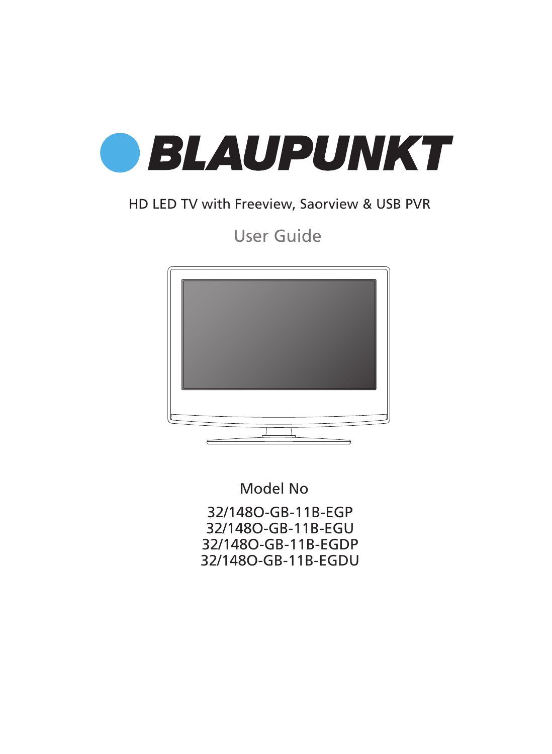# BLAUPUNKT

HD LED TV with Freeview, Saorview & USB PVR

## User Guide

Model No

32/148O-GB-11B-EGP
32/148O-GB-11B-EGU
32/148O-GB-11B-EGDP
32/148O-GB-11B-EGDU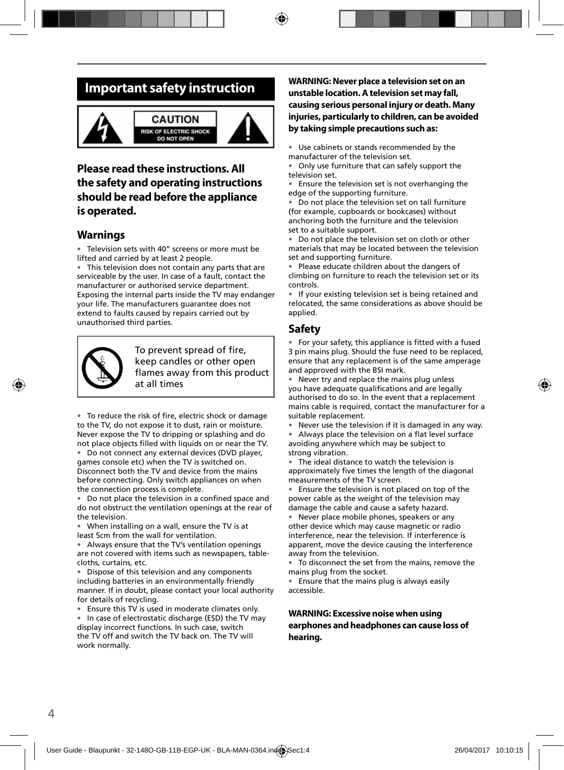## Important safety instruction

**CAUTION**
RISK OF ELECTRIC SHOCK
DO NOT OPEN

### Please read these instructions. All the safety and operating instructions should be read before the appliance is operated.

### Warnings

- Television sets with 40" screens or more must be lifted and carried by at least 2 people.
- This television does not contain any parts that are serviceable by the user. In case of a fault, contact the manufacturer or authorised service department. Exposing the internal parts inside the TV may endanger your life. The manufacturers guarantee does not extend to faults caused by repairs carried out by unauthorised third parties.

To prevent spread of fire, keep candles or other open flames away from this product at all times

- To reduce the risk of fire, electric shock or damage to the TV, do not expose it to dust, rain or moisture. Never expose the TV to dripping or splashing and do not place objects filled with liquids on or near the TV.
- Do not connect any external devices (DVD player, games console etc) when the TV is switched on. Disconnect both the TV and device from the mains before connecting. Only switch appliances on when the connection process is complete.
- Do not place the television in a confined space and do not obstruct the ventilation openings at the rear of the television.
- When installing on a wall, ensure the TV is at least 5cm from the wall for ventilation.
- Always ensure that the TV's ventilation openings are not covered with items such as newspapers, table-cloths, curtains, etc.
- Dispose of this television and any components including batteries in an environmentally friendly manner. If in doubt, please contact your local authority for details of recycling.
- Ensure this TV is used in moderate climates only.
- In case of electrostatic discharge (ESD) the TV may display incorrect functions. In such case, switch the TV off and switch the TV back on. The TV will work normally.

**WARNING: Never place a television set on an unstable location. A television set may fall, causing serious personal injury or death. Many injuries, particularly to children, can be avoided by taking simple precautions such as:**

- Use cabinets or stands recommended by the manufacturer of the television set.
- Only use furniture that can safely support the television set.
- Ensure the television set is not overhanging the edge of the supporting furniture.
- Do not place the television set on tall furniture (for example, cupboards or bookcases) without anchoring both the furniture and the television set to a suitable support.
- Do not place the television set on cloth or other materials that may be located between the television set and supporting furniture.
- Please educate children about the dangers of climbing on furniture to reach the television set or its controls.
- If your existing television set is being retained and relocated, the same considerations as above should be applied.

### Safety

- For your safety, this appliance is fitted with a fused 3 pin mains plug. Should the fuse need to be replaced, ensure that any replacement is of the same amperage and approved with the BSI mark.
- Never try and replace the mains plug unless you have adequate qualifications and are legally authorised to do so. In the event that a replacement mains cable is required, contact the manufacturer for a suitable replacement.
- Never use the television if it is damaged in any way.
- Always place the television on a flat level surface avoiding anywhere which may be subject to strong vibration.
- The ideal distance to watch the television is approximately five times the length of the diagonal measurements of the TV screen.
- Ensure the television is not placed on top of the power cable as the weight of the television may damage the cable and cause a safety hazard.
- Never place mobile phones, speakers or any other device which may cause magnetic or radio interference, near the television. If interference is apparent, move the device causing the interference away from the television.
- To disconnect the set from the mains, remove the mains plug from the socket.
- Ensure that the mains plug is always easily accessible.

**WARNING: Excessive noise when using earphones and headphones can cause loss of hearing.**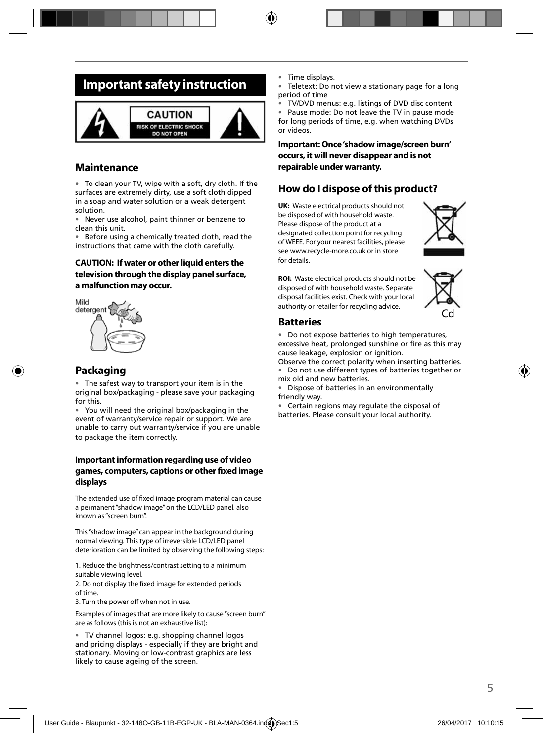# Important safety instruction

CAUTION
RISK OF ELECTRIC SHOCK
DO NOT OPEN

## Maintenance

- To clean your TV, wipe with a soft, dry cloth. If the surfaces are extremely dirty, use a soft cloth dipped in a soap and water solution or a weak detergent solution.
- Never use alcohol, paint thinner or benzene to clean this unit.
- Before using a chemically treated cloth, read the instructions that came with the cloth carefully.

**CAUTION: If water or other liquid enters the television through the display panel surface, a malfunction may occur.**

Mild detergent

## Packaging

- The safest way to transport your item is in the original box/packaging - please save your packaging for this.
- You will need the original box/packaging in the event of warranty/service repair or support. We are unable to carry out warranty/service if you are unable to package the item correctly.

### Important information regarding use of video games, computers, captions or other fixed image displays

The extended use of fixed image program material can cause a permanent "shadow image" on the LCD/LED panel, also known as "screen burn".

This "shadow image" can appear in the background during normal viewing. This type of irreversible LCD/LED panel deterioration can be limited by observing the following steps:

1. Reduce the brightness/contrast setting to a minimum suitable viewing level.
2. Do not display the fixed image for extended periods of time.
3. Turn the power off when not in use.

Examples of images that are more likely to cause "screen burn" are as follows (this is not an exhaustive list):

- TV channel logos: e.g. shopping channel logos and pricing displays - especially if they are bright and stationary. Moving or low-contrast graphics are less likely to cause ageing of the screen.
- Time displays.
- Teletext: Do not view a stationary page for a long period of time
- TV/DVD menus: e.g. listings of DVD disc content.
- Pause mode: Do not leave the TV in pause mode for long periods of time, e.g. when watching DVDs or videos.

**Important: Once 'shadow image/screen burn' occurs, it will never disappear and is not repairable under warranty.**

## How do I dispose of this product?

**UK:** Waste electrical products should not be disposed of with household waste. Please dispose of the product at a designated collection point for recycling of WEEE. For your nearest facilities, please see www.recycle-more.co.uk or in store for details.

**ROI:** Waste electrical products should not be disposed of with household waste. Separate disposal facilities exist. Check with your local authority or retailer for recycling advice.

Cd

## Batteries

- Do not expose batteries to high temperatures, excessive heat, prolonged sunshine or fire as this may cause leakage, explosion or ignition.

Observe the correct polarity when inserting batteries.

- Do not use different types of batteries together or mix old and new batteries.
- Dispose of batteries in an environmentally friendly way.
- Certain regions may regulate the disposal of batteries. Please consult your local authority.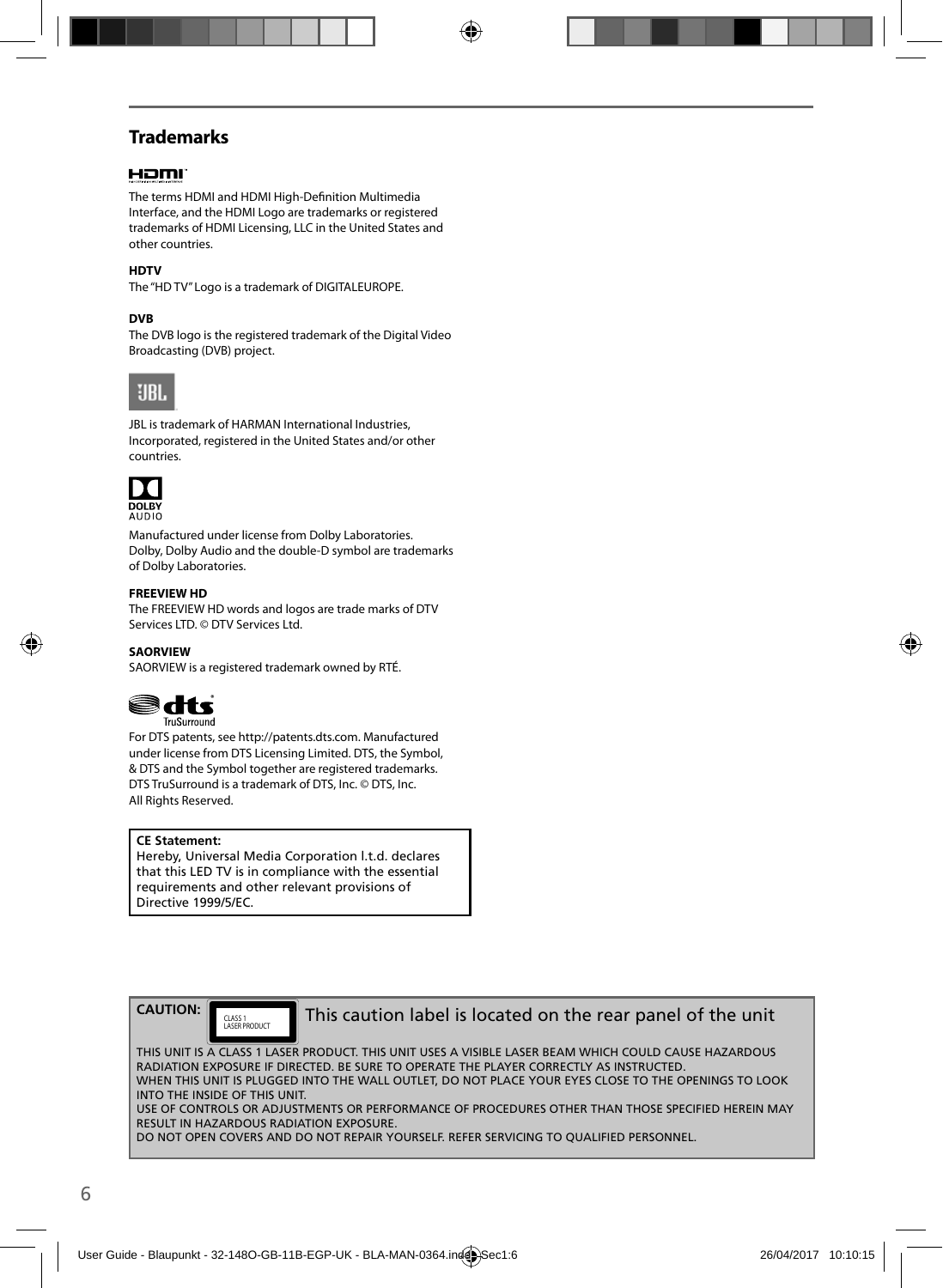## Trademarks

The terms HDMI and HDMI High-Definition Multimedia Interface, and the HDMI Logo are trademarks or registered trademarks of HDMI Licensing, LLC in the United States and other countries.

**HDTV**

The "HD TV" Logo is a trademark of DIGITALEUROPE.

**DVB**

The DVB logo is the registered trademark of the Digital Video Broadcasting (DVB) project.

JBL is trademark of HARMAN International Industries, Incorporated, registered in the United States and/or other countries.

Manufactured under license from Dolby Laboratories. Dolby, Dolby Audio and the double-D symbol are trademarks of Dolby Laboratories.

**FREEVIEW HD**

The FREEVIEW HD words and logos are trade marks of DTV Services LTD. © DTV Services Ltd.

**SAORVIEW**

SAORVIEW is a registered trademark owned by RTÉ.

For DTS patents, see http://patents.dts.com. Manufactured under license from DTS Licensing Limited. DTS, the Symbol, & DTS and the Symbol together are registered trademarks. DTS TruSurround is a trademark of DTS, Inc. © DTS, Inc. All Rights Reserved.

**CE Statement:**
Hereby, Universal Media Corporation l.t.d. declares that this LED TV is in compliance with the essential requirements and other relevant provisions of Directive 1999/5/EC.

**CAUTION:** CLASS 1 LASER PRODUCT This caution label is located on the rear panel of the unit

THIS UNIT IS A CLASS 1 LASER PRODUCT. THIS UNIT USES A VISIBLE LASER BEAM WHICH COULD CAUSE HAZARDOUS RADIATION EXPOSURE IF DIRECTED. BE SURE TO OPERATE THE PLAYER CORRECTLY AS INSTRUCTED.
WHEN THIS UNIT IS PLUGGED INTO THE WALL OUTLET, DO NOT PLACE YOUR EYES CLOSE TO THE OPENINGS TO LOOK INTO THE INSIDE OF THIS UNIT.
USE OF CONTROLS OR ADJUSTMENTS OR PERFORMANCE OF PROCEDURES OTHER THAN THOSE SPECIFIED HEREIN MAY RESULT IN HAZARDOUS RADIATION EXPOSURE.
DO NOT OPEN COVERS AND DO NOT REPAIR YOURSELF. REFER SERVICING TO QUALIFIED PERSONNEL.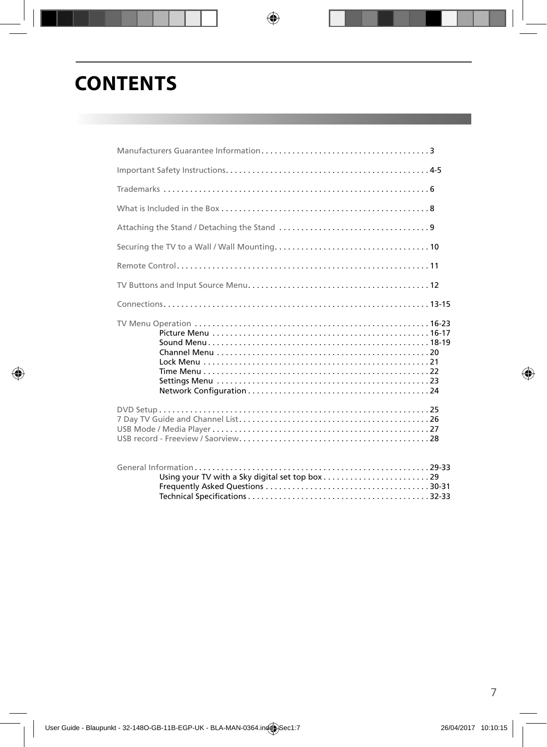# CONTENTS

Manufacturers Guarantee Information . . . . . . . . . . . . . . . . . . . . . . . . . . . . . . . . . . . . . . 3

Important Safety Instructions. . . . . . . . . . . . . . . . . . . . . . . . . . . . . . . . . . . . . . . . . . . . . 4-5

Trademarks . . . . . . . . . . . . . . . . . . . . . . . . . . . . . . . . . . . . . . . . . . . . . . . . . . . . . . . . . . . 6

What is Included in the Box . . . . . . . . . . . . . . . . . . . . . . . . . . . . . . . . . . . . . . . . . . . . . . 8

Attaching the Stand / Detaching the Stand . . . . . . . . . . . . . . . . . . . . . . . . . . . . . . . . . 9

Securing the TV to a Wall / Wall Mounting. . . . . . . . . . . . . . . . . . . . . . . . . . . . . . . . . . 10

Remote Control. . . . . . . . . . . . . . . . . . . . . . . . . . . . . . . . . . . . . . . . . . . . . . . . . . . . . . . . 11

TV Buttons and Input Source Menu. . . . . . . . . . . . . . . . . . . . . . . . . . . . . . . . . . . . . . . . 12

Connections. . . . . . . . . . . . . . . . . . . . . . . . . . . . . . . . . . . . . . . . . . . . . . . . . . . . . . . . . . . 13-15

TV Menu Operation . . . . . . . . . . . . . . . . . . . . . . . . . . . . . . . . . . . . . . . . . . . . . . . . . . . . 16-23
- Picture Menu . . . . . . . . . . . . . . . . . . . . . . . . . . . . . . . . . . . . . . . . . . . . . . . . . 16-17
- Sound Menu . . . . . . . . . . . . . . . . . . . . . . . . . . . . . . . . . . . . . . . . . . . . . . . . . . 18-19
- Channel Menu . . . . . . . . . . . . . . . . . . . . . . . . . . . . . . . . . . . . . . . . . . . . . . . . 20
- Lock Menu . . . . . . . . . . . . . . . . . . . . . . . . . . . . . . . . . . . . . . . . . . . . . . . . . . . 21
- Time Menu . . . . . . . . . . . . . . . . . . . . . . . . . . . . . . . . . . . . . . . . . . . . . . . . . . . 22
- Settings Menu . . . . . . . . . . . . . . . . . . . . . . . . . . . . . . . . . . . . . . . . . . . . . . . . 23
- Network Configuration . . . . . . . . . . . . . . . . . . . . . . . . . . . . . . . . . . . . . . . . . 24

DVD Setup . . . . . . . . . . . . . . . . . . . . . . . . . . . . . . . . . . . . . . . . . . . . . . . . . . . . . . . . . . . . 25
7 Day TV Guide and Channel List. . . . . . . . . . . . . . . . . . . . . . . . . . . . . . . . . . . . . . . . . . . 26
USB Mode / Media Player . . . . . . . . . . . . . . . . . . . . . . . . . . . . . . . . . . . . . . . . . . . . . . . . 27
USB record - Freeview / Saorview. . . . . . . . . . . . . . . . . . . . . . . . . . . . . . . . . . . . . . . . . . 28

General Information . . . . . . . . . . . . . . . . . . . . . . . . . . . . . . . . . . . . . . . . . . . . . . . . . . . . 29-33
- Using your TV with a Sky digital set top box . . . . . . . . . . . . . . . . . . . . . . . . 29
- Frequently Asked Questions . . . . . . . . . . . . . . . . . . . . . . . . . . . . . . . . . . . . . 30-31
- Technical Specifications . . . . . . . . . . . . . . . . . . . . . . . . . . . . . . . . . . . . . . . . . 32-33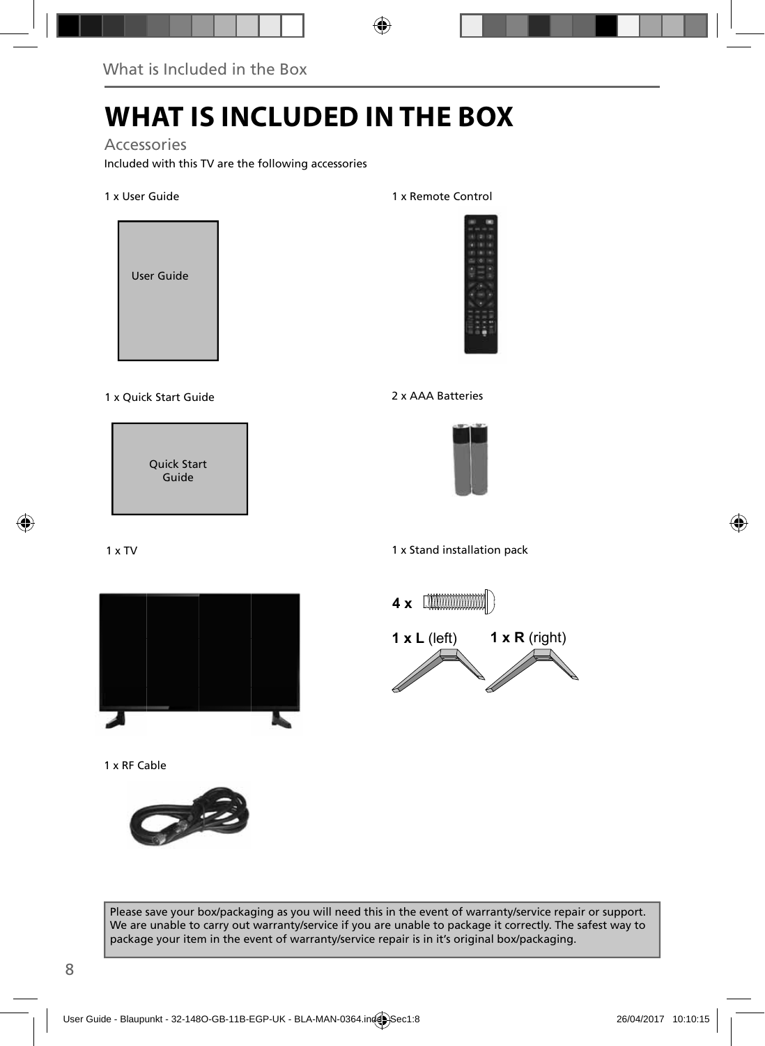# WHAT IS INCLUDED IN THE BOX

## Accessories

Included with this TV are the following accessories

1 x User Guide

User Guide

1 x Remote Control

1 x Quick Start Guide

Quick Start Guide

2 x AAA Batteries

1 x TV

1 x Stand installation pack

**4 x**

**1 x L** (left) **1 x R** (right)

1 x RF Cable

Please save your box/packaging as you will need this in the event of warranty/service repair or support. We are unable to carry out warranty/service if you are unable to package it correctly. The safest way to package your item in the event of warranty/service repair is in it's original box/packaging.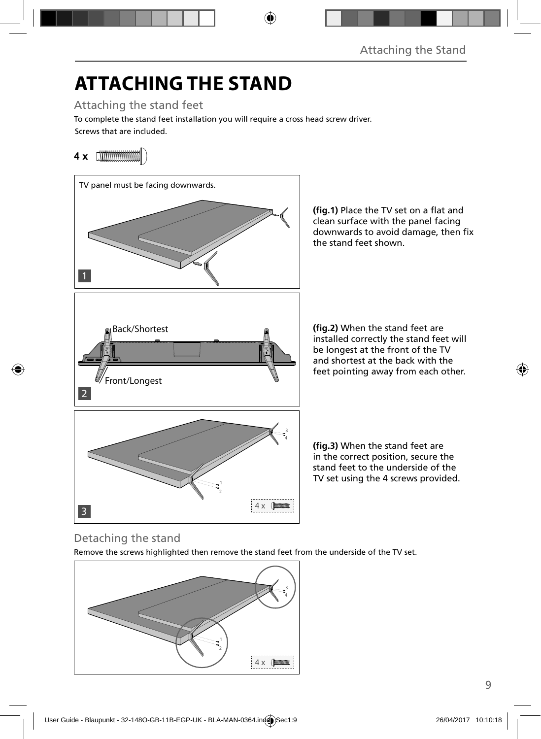# ATTACHING THE STAND

## Attaching the stand feet

To complete the stand feet installation you will require a cross head screw driver.

Screws that are included.

**4 x**

TV panel must be facing downwards.

1

**(fig.1)** Place the TV set on a flat and clean surface with the panel facing downwards to avoid damage, then fix the stand feet shown.

Back/Shortest

Front/Longest

2

**(fig.2)** When the stand feet are installed correctly the stand feet will be longest at the front of the TV and shortest at the back with the feet pointing away from each other.

3

4 x

**(fig.3)** When the stand feet are in the correct position, secure the stand feet to the underside of the TV set using the 4 screws provided.

## Detaching the stand

Remove the screws highlighted then remove the stand feet from the underside of the TV set.

4 x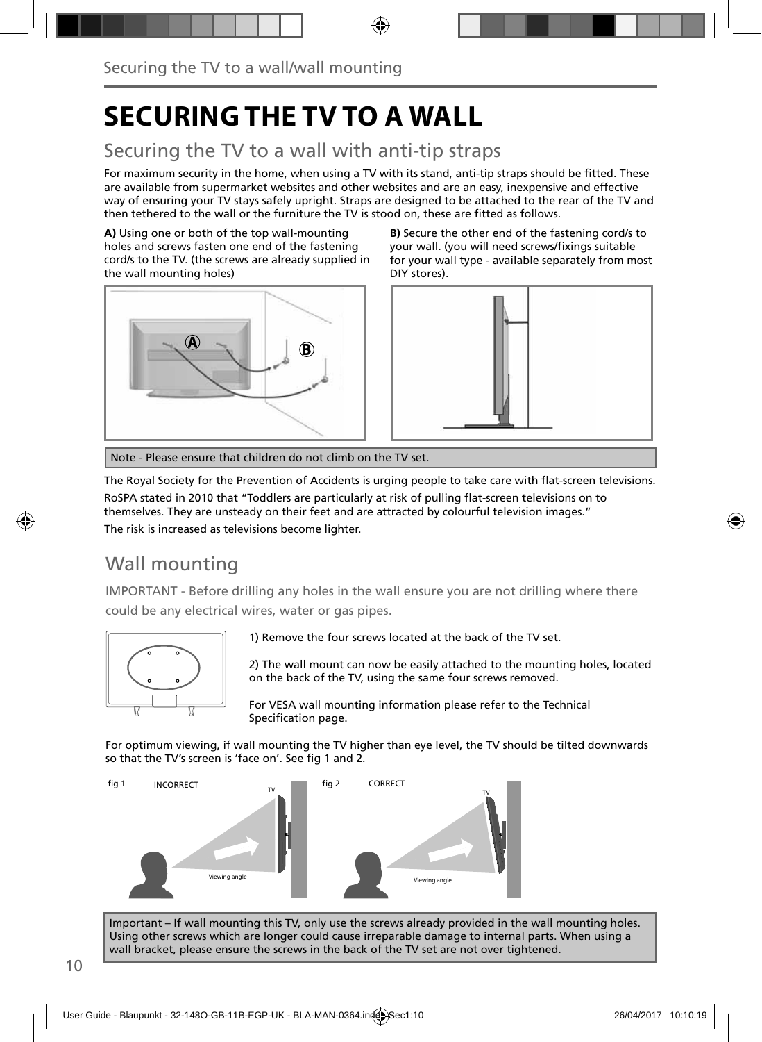# SECURING THE TV TO A WALL

## Securing the TV to a wall with anti-tip straps

For maximum security in the home, when using a TV with its stand, anti-tip straps should be fitted. These are available from supermarket websites and other websites and are an easy, inexpensive and effective way of ensuring your TV stays safely upright. Straps are designed to be attached to the rear of the TV and then tethered to the wall or the furniture the TV is stood on, these are fitted as follows.

**A)** Using one or both of the top wall-mounting holes and screws fasten one end of the fastening cord/s to the TV. (the screws are already supplied in the wall mounting holes)

**B)** Secure the other end of the fastening cord/s to your wall. (you will need screws/fixings suitable for your wall type - available separately from most DIY stores).

Note - Please ensure that children do not climb on the TV set.

The Royal Society for the Prevention of Accidents is urging people to take care with flat-screen televisions.

RoSPA stated in 2010 that “Toddlers are particularly at risk of pulling flat-screen televisions on to themselves. They are unsteady on their feet and are attracted by colourful television images.”

The risk is increased as televisions become lighter.

## Wall mounting

IMPORTANT - Before drilling any holes in the wall ensure you are not drilling where there could be any electrical wires, water or gas pipes.

1) Remove the four screws located at the back of the TV set.

2) The wall mount can now be easily attached to the mounting holes, located on the back of the TV, using the same four screws removed.

For VESA wall mounting information please refer to the Technical Specification page.

For optimum viewing, if wall mounting the TV higher than eye level, the TV should be tilted downwards so that the TV’s screen is ‘face on’. See fig 1 and 2.

fig 1 INCORRECT

fig 2 CORRECT

Important – If wall mounting this TV, only use the screws already provided in the wall mounting holes. Using other screws which are longer could cause irreparable damage to internal parts. When using a wall bracket, please ensure the screws in the back of the TV set are not over tightened.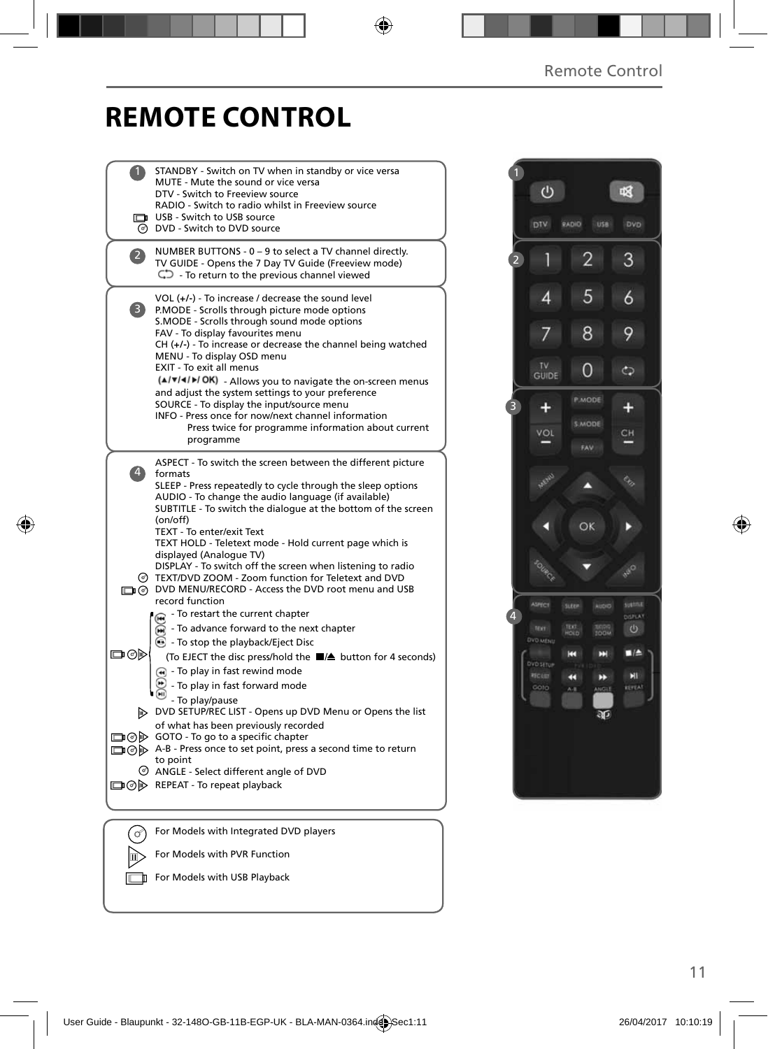# REMOTE CONTROL

**1**

STANDBY - Switch on TV when in standby or vice versa
MUTE - Mute the sound or vice versa
DTV - Switch to Freeview source
RADIO - Switch to radio whilst in Freeview source
USB - Switch to USB source
DVD - Switch to DVD source

**2**

NUMBER BUTTONS - 0 – 9 to select a TV channel directly.
TV GUIDE - Opens the 7 Day TV Guide (Freeview mode)
- To return to the previous channel viewed

**3**

VOL (+/-) - To increase / decrease the sound level
P.MODE - Scrolls through picture mode options
S.MODE - Scrolls through sound mode options
FAV - To display favourites menu
CH (+/-) - To increase or decrease the channel being watched
MENU - To display OSD menu
EXIT - To exit all menus
(▲/▼/◄/►/ OK) - Allows you to navigate the on-screen menus and adjust the system settings to your preference
SOURCE - To display the input/source menu
INFO - Press once for now/next channel information
Press twice for programme information about current programme

**4**

ASPECT - To switch the screen between the different picture formats
SLEEP - Press repeatedly to cycle through the sleep options
AUDIO - To change the audio language (if available)
SUBTITLE - To switch the dialogue at the bottom of the screen (on/off)
TEXT - To enter/exit Text
TEXT HOLD - Teletext mode - Hold current page which is displayed (Analogue TV)
DISPLAY - To switch off the screen when listening to radio
TEXT/DVD ZOOM - Zoom function for Teletext and DVD
DVD MENU/RECORD - Access the DVD root menu and USB record function
- To restart the current chapter
- To advance forward to the next chapter
- To stop the playback/Eject Disc
(To EJECT the disc press/hold the ■/▲ button for 4 seconds)
- To play in fast rewind mode
- To play in fast forward mode
- To play/pause
DVD SETUP/REC LIST - Opens up DVD Menu or Opens the list of what has been previously recorded
GOTO - To go to a specific chapter
A-B - Press once to set point, press a second time to return to point
ANGLE - Select different angle of DVD
REPEAT - To repeat playback

For Models with Integrated DVD players
For Models with PVR Function
For Models with USB Playback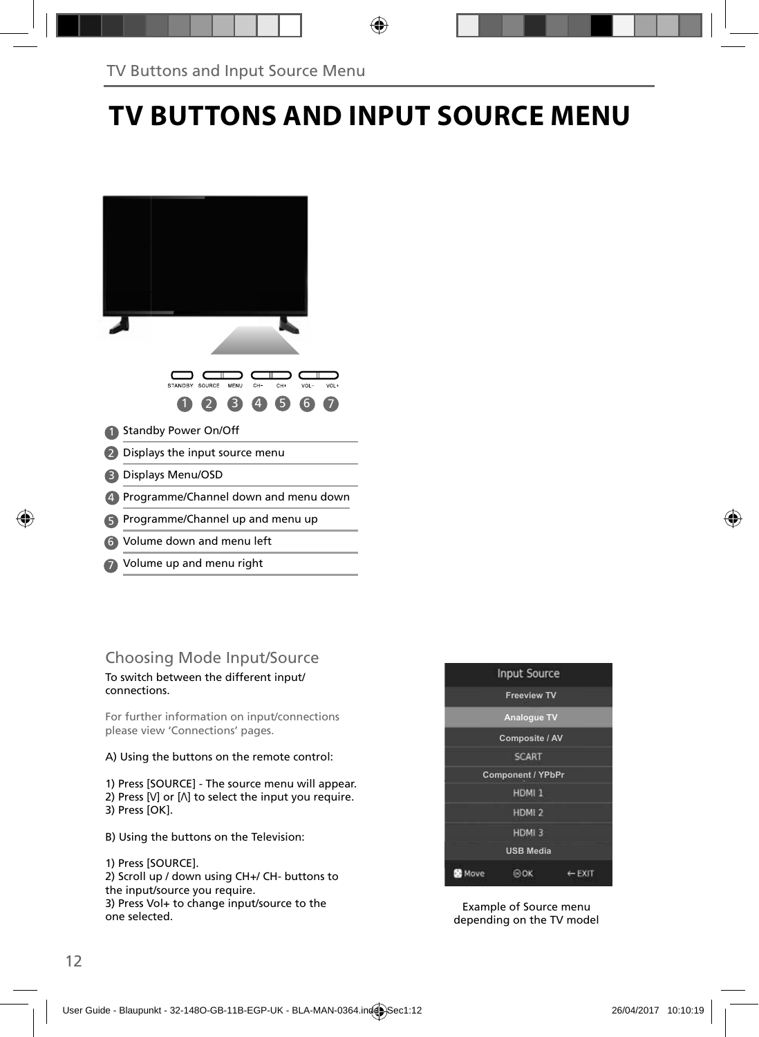# TV BUTTONS AND INPUT SOURCE MENU

STANDBY SOURCE MENU CH- CH+ VOL- VOL+

1 2 3 4 5 6 7

1. Standby Power On/Off
2. Displays the input source menu
3. Displays Menu/OSD
4. Programme/Channel down and menu down
5. Programme/Channel up and menu up
6. Volume down and menu left
7. Volume up and menu right

## Choosing Mode Input/Source

To switch between the different input/ connections.

For further information on input/connections please view 'Connections' pages.

A) Using the buttons on the remote control:

1) Press [SOURCE] - The source menu will appear.
2) Press [V] or [Λ] to select the input you require.
3) Press [OK].

B) Using the buttons on the Television:

1) Press [SOURCE].
2) Scroll up / down using CH+/ CH- buttons to the input/source you require.
3) Press Vol+ to change input/source to the one selected.

Input Source
Freeview TV
Analogue TV
Composite / AV
SCART
Component / YPbPr
HDMI 1
HDMI 2
HDMI 3
USB Media
Move OK EXIT

Example of Source menu depending on the TV model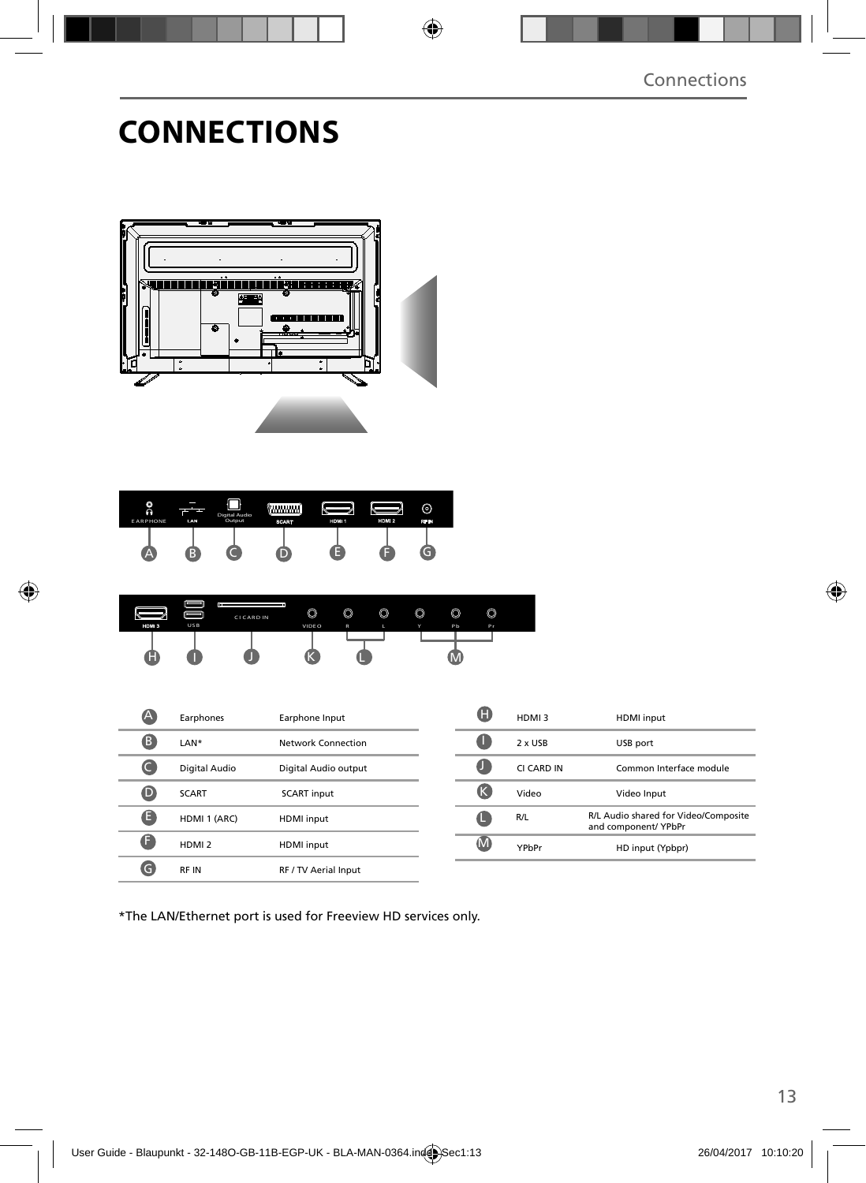# CONNECTIONS

| | | |
|---|---|---|
| A | Earphones | Earphone Input |
| B | LAN* | Network Connection |
| C | Digital Audio | Digital Audio output |
| D | SCART | SCART input |
| E | HDMI 1 (ARC) | HDMI input |
| F | HDMI 2 | HDMI input |
| G | RF IN | RF / TV Aerial Input |

| | | |
|---|---|---|
| H | HDMI 3 | HDMI input |
| I | 2 x USB | USB port |
| J | CI CARD IN | Common Interface module |
| K | Video | Video Input |
| L | R/L | R/L Audio shared for Video/Composite and component/ YPbPr |
| M | YPbPr | HD input (Ypbpr) |

*The LAN/Ethernet port is used for Freeview HD services only.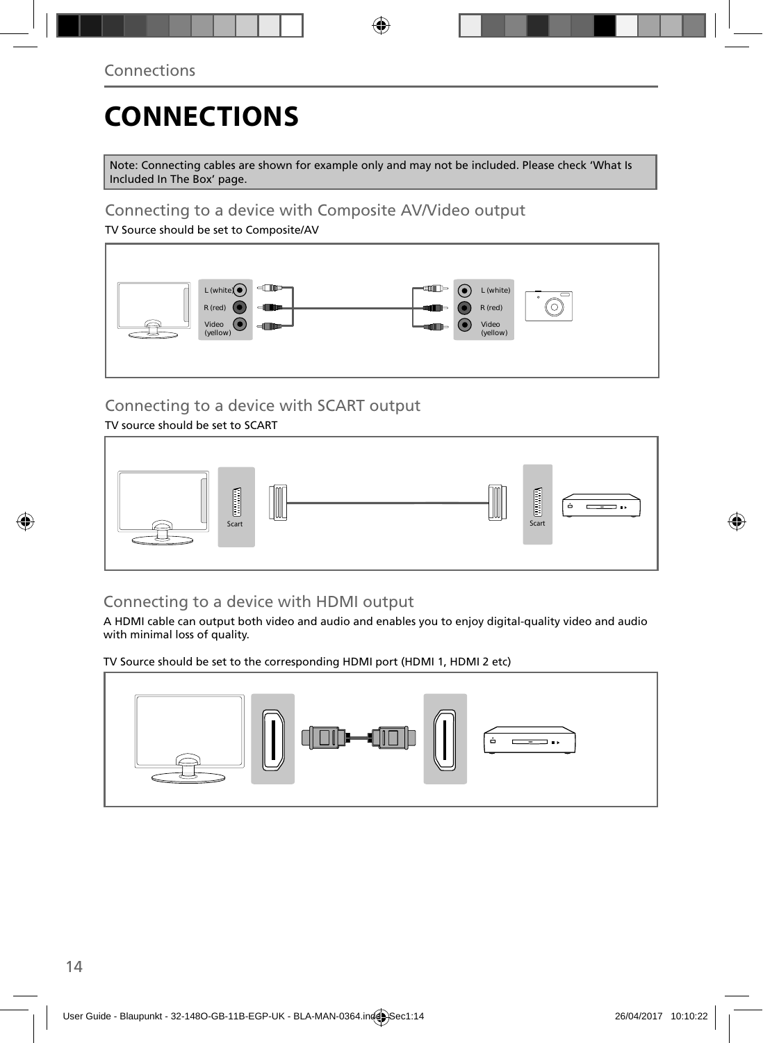# CONNECTIONS

Note: Connecting cables are shown for example only and may not be included. Please check 'What Is Included In The Box' page.

## Connecting to a device with Composite AV/Video output

TV Source should be set to Composite/AV

L (white)
R (red)
Video (yellow)

L (white)
R (red)
Video (yellow)

## Connecting to a device with SCART output

TV source should be set to SCART

Scart

Scart

## Connecting to a device with HDMI output

A HDMI cable can output both video and audio and enables you to enjoy digital-quality video and audio with minimal loss of quality.

TV Source should be set to the corresponding HDMI port (HDMI 1, HDMI 2 etc)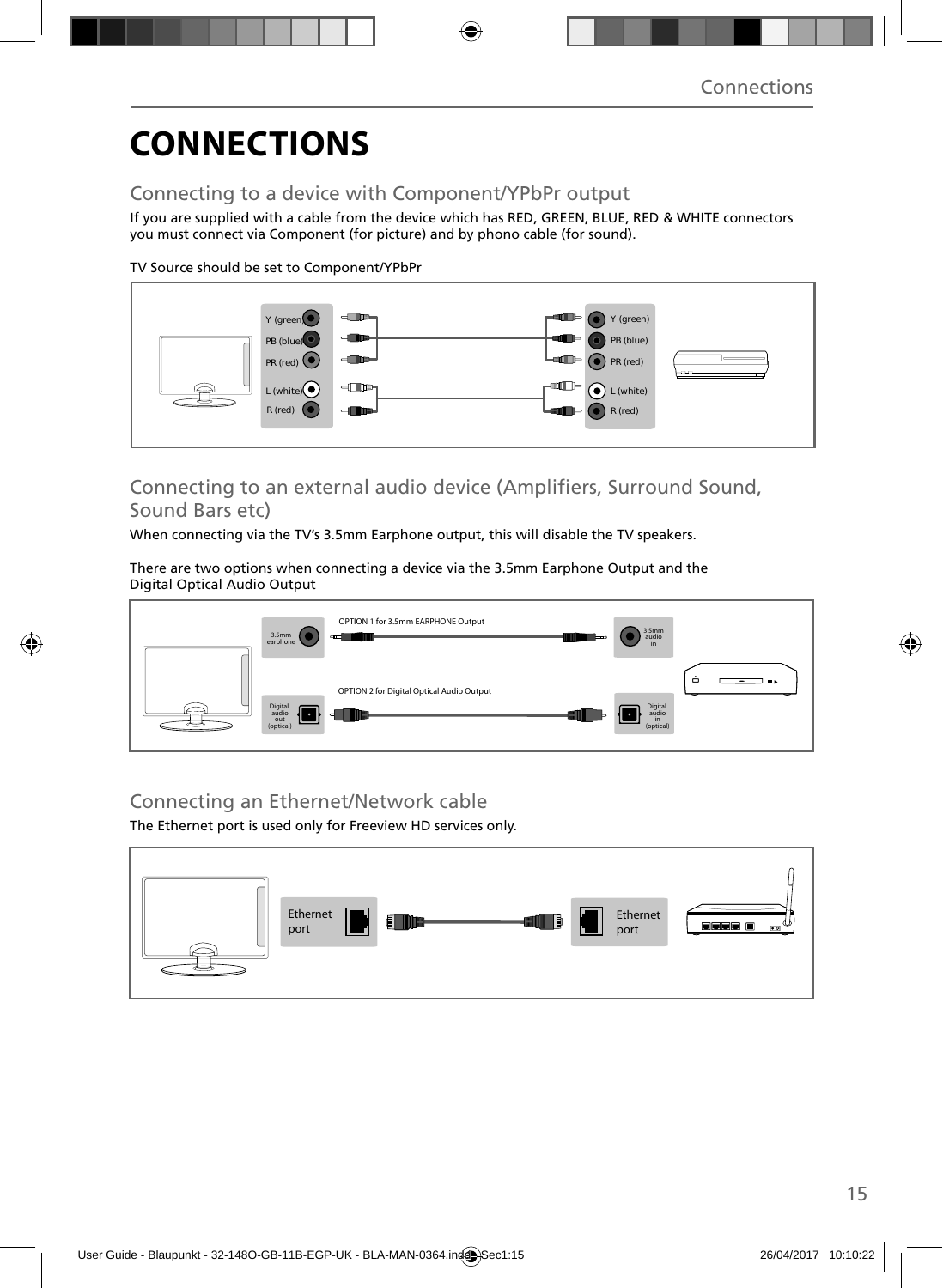# CONNECTIONS

## Connecting to a device with Component/YPbPr output

If you are supplied with a cable from the device which has RED, GREEN, BLUE, RED & WHITE connectors you must connect via Component (for picture) and by phono cable (for sound).

TV Source should be set to Component/YPbPr

Y (green) PB (blue) PR (red) L (white) R (red)

Y (green) PB (blue) PR (red) L (white) R (red)

## Connecting to an external audio device (Amplifiers, Surround Sound, Sound Bars etc)

When connecting via the TV's 3.5mm Earphone output, this will disable the TV speakers.

There are two options when connecting a device via the 3.5mm Earphone Output and the Digital Optical Audio Output

OPTION 1 for 3.5mm EARPHONE Output

3.5mm earphone — 3.5mm audio in

OPTION 2 for Digital Optical Audio Output

Digital audio out (optical) — Digital audio in (optical)

## Connecting an Ethernet/Network cable

The Ethernet port is used only for Freeview HD services only.

Ethernet port — Ethernet port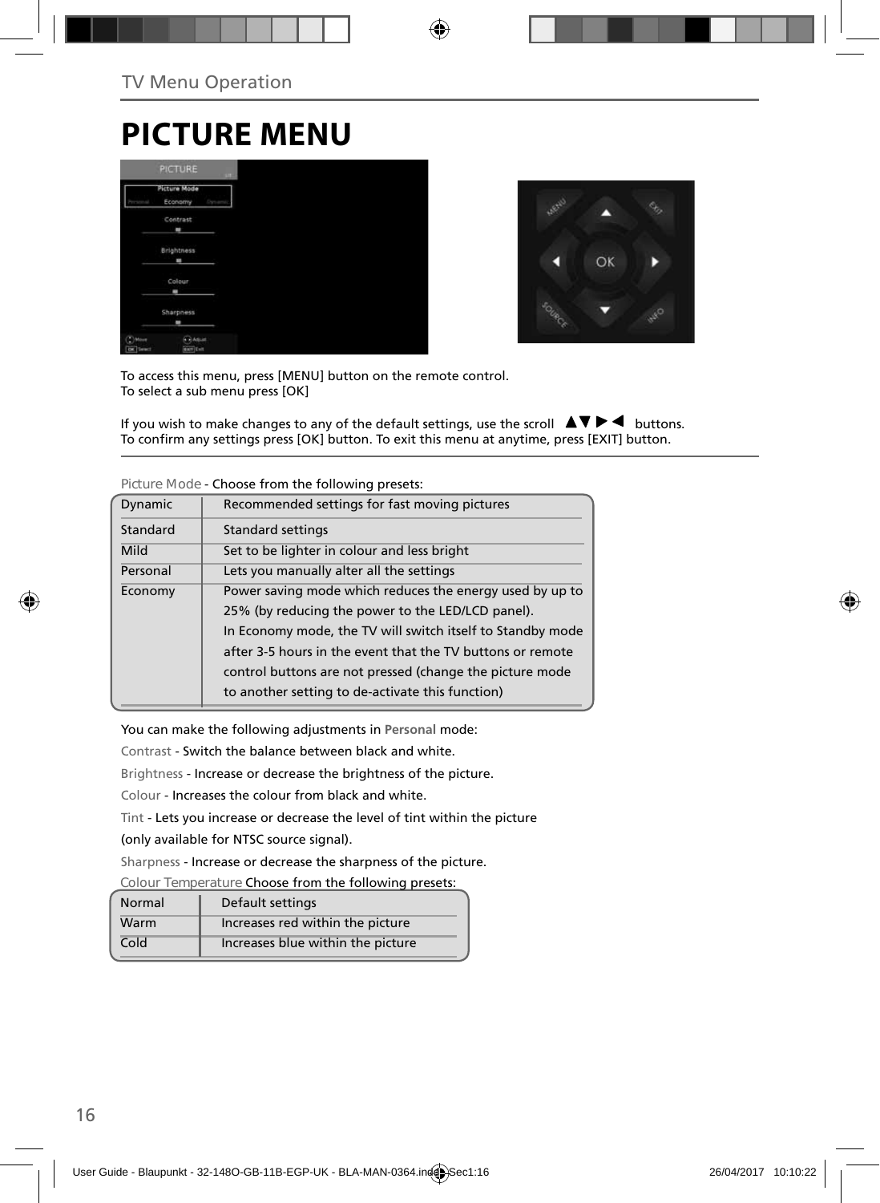TV Menu Operation

# PICTURE MENU

To access this menu, press [MENU] button on the remote control.
To select a sub menu press [OK]

If you wish to make changes to any of the default settings, use the scroll ▲▼ ▶ ◀ buttons.
To confirm any settings press [OK] button. To exit this menu at anytime, press [EXIT] button.

Picture Mode - Choose from the following presets:

| | |
|---|---|
| Dynamic | Recommended settings for fast moving pictures |
| Standard | Standard settings |
| Mild | Set to be lighter in colour and less bright |
| Personal | Lets you manually alter all the settings |
| Economy | Power saving mode which reduces the energy used by up to 25% (by reducing the power to the LED/LCD panel). In Economy mode, the TV will switch itself to Standby mode after 3-5 hours in the event that the TV buttons or remote control buttons are not pressed (change the picture mode to another setting to de-activate this function) |

You can make the following adjustments in **Personal** mode:

Contrast - Switch the balance between black and white.

Brightness - Increase or decrease the brightness of the picture.

Colour - Increases the colour from black and white.

Tint - Lets you increase or decrease the level of tint within the picture (only available for NTSC source signal).

Sharpness - Increase or decrease the sharpness of the picture.

Colour Temperature Choose from the following presets:

| | |
|---|---|
| Normal | Default settings |
| Warm | Increases red within the picture |
| Cold | Increases blue within the picture |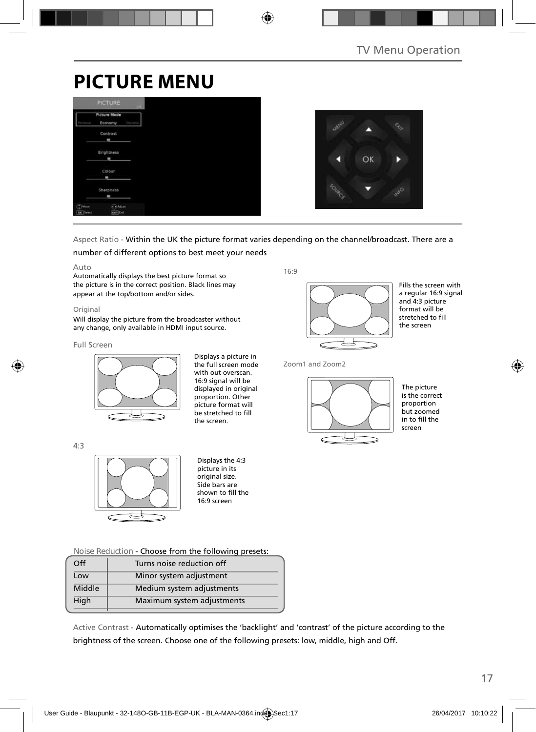# PICTURE MENU

Aspect Ratio - Within the UK the picture format varies depending on the channel/broadcast. There are a number of different options to best meet your needs

Auto
Automatically displays the best picture format so the picture is in the correct position. Black lines may appear at the top/bottom and/or sides.

Original
Will display the picture from the broadcaster without any change, only available in HDMI input source.

Full Screen

Displays a picture in the full screen mode with out overscan. 16:9 signal will be displayed in original proportion. Other picture format will be stretched to fill the screen.

4:3

Displays the 4:3 picture in its original size. Side bars are shown to fill the 16:9 screen

16:9

Fills the screen with a regular 16:9 signal and 4:3 picture format will be stretched to fill the screen

Zoom1 and Zoom2

The picture is the correct proportion but zoomed in to fill the screen

Noise Reduction - Choose from the following presets:

| Off | Turns noise reduction off |
|---|---|
| Low | Minor system adjustment |
| Middle | Medium system adjustments |
| High | Maximum system adjustments |

Active Contrast - Automatically optimises the 'backlight' and 'contrast' of the picture according to the brightness of the screen. Choose one of the following presets: low, middle, high and Off.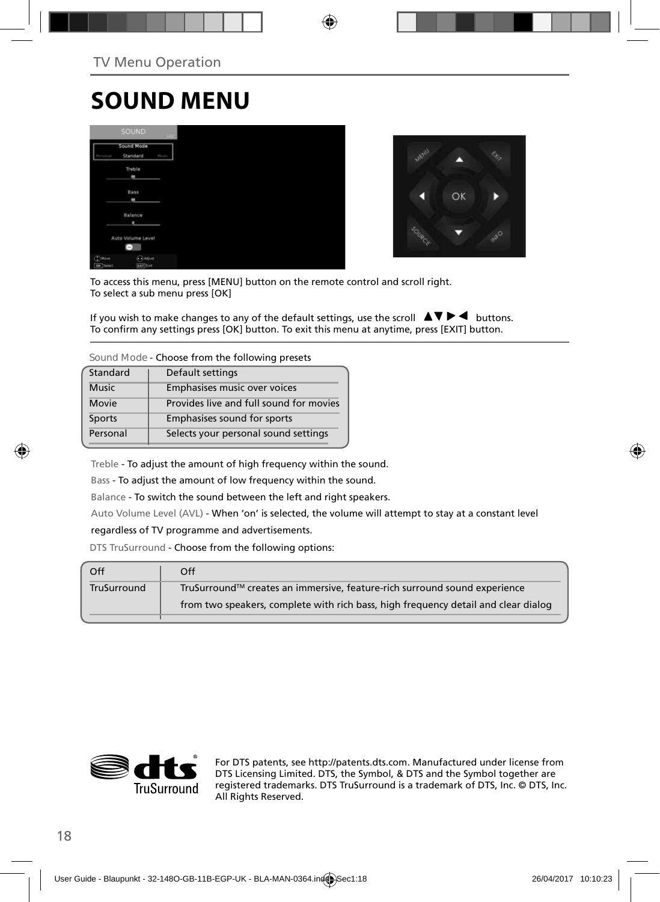TV Menu Operation

# SOUND MENU

To access this menu, press [MENU] button on the remote control and scroll right.
To select a sub menu press [OK]

If you wish to make changes to any of the default settings, use the scroll ▲▼▶◀ buttons.
To confirm any settings press [OK] button. To exit this menu at anytime, press [EXIT] button.

Sound Mode - Choose from the following presets

| Standard | Default settings |
|---|---|
| Music | Emphasises music over voices |
| Movie | Provides live and full sound for movies |
| Sports | Emphasises sound for sports |
| Personal | Selects your personal sound settings |

Treble - To adjust the amount of high frequency within the sound.

Bass - To adjust the amount of low frequency within the sound.

Balance - To switch the sound between the left and right speakers.

Auto Volume Level (AVL) - When 'on' is selected, the volume will attempt to stay at a constant level regardless of TV programme and advertisements.

DTS TruSurround - Choose from the following options:

| Off | Off |
|---|---|
| TruSurround | TruSurround™ creates an immersive, feature-rich surround sound experience from two speakers, complete with rich bass, high frequency detail and clear dialog |

For DTS patents, see http://patents.dts.com. Manufactured under license from DTS Licensing Limited. DTS, the Symbol, & DTS and the Symbol together are registered trademarks. DTS TruSurround is a trademark of DTS, Inc. © DTS, Inc. All Rights Reserved.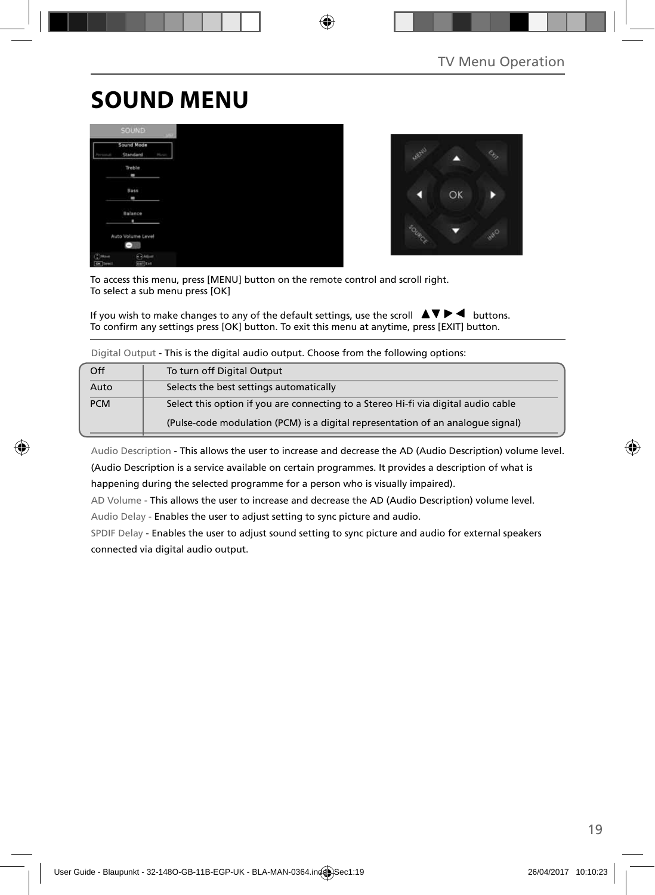# SOUND MENU

To access this menu, press [MENU] button on the remote control and scroll right.
To select a sub menu press [OK]

If you wish to make changes to any of the default settings, use the scroll ▲▼▶◀ buttons.
To confirm any settings press [OK] button. To exit this menu at anytime, press [EXIT] button.

Digital Output - This is the digital audio output. Choose from the following options:

| | |
|---|---|
| Off | To turn off Digital Output |
| Auto | Selects the best settings automatically |
| PCM | Select this option if you are connecting to a Stereo Hi-fi via digital audio cable (Pulse-code modulation (PCM) is a digital representation of an analogue signal) |

Audio Description - This allows the user to increase and decrease the AD (Audio Description) volume level. (Audio Description is a service available on certain programmes. It provides a description of what is happening during the selected programme for a person who is visually impaired).

AD Volume - This allows the user to increase and decrease the AD (Audio Description) volume level.

Audio Delay - Enables the user to adjust setting to sync picture and audio.

SPDIF Delay - Enables the user to adjust sound setting to sync picture and audio for external speakers connected via digital audio output.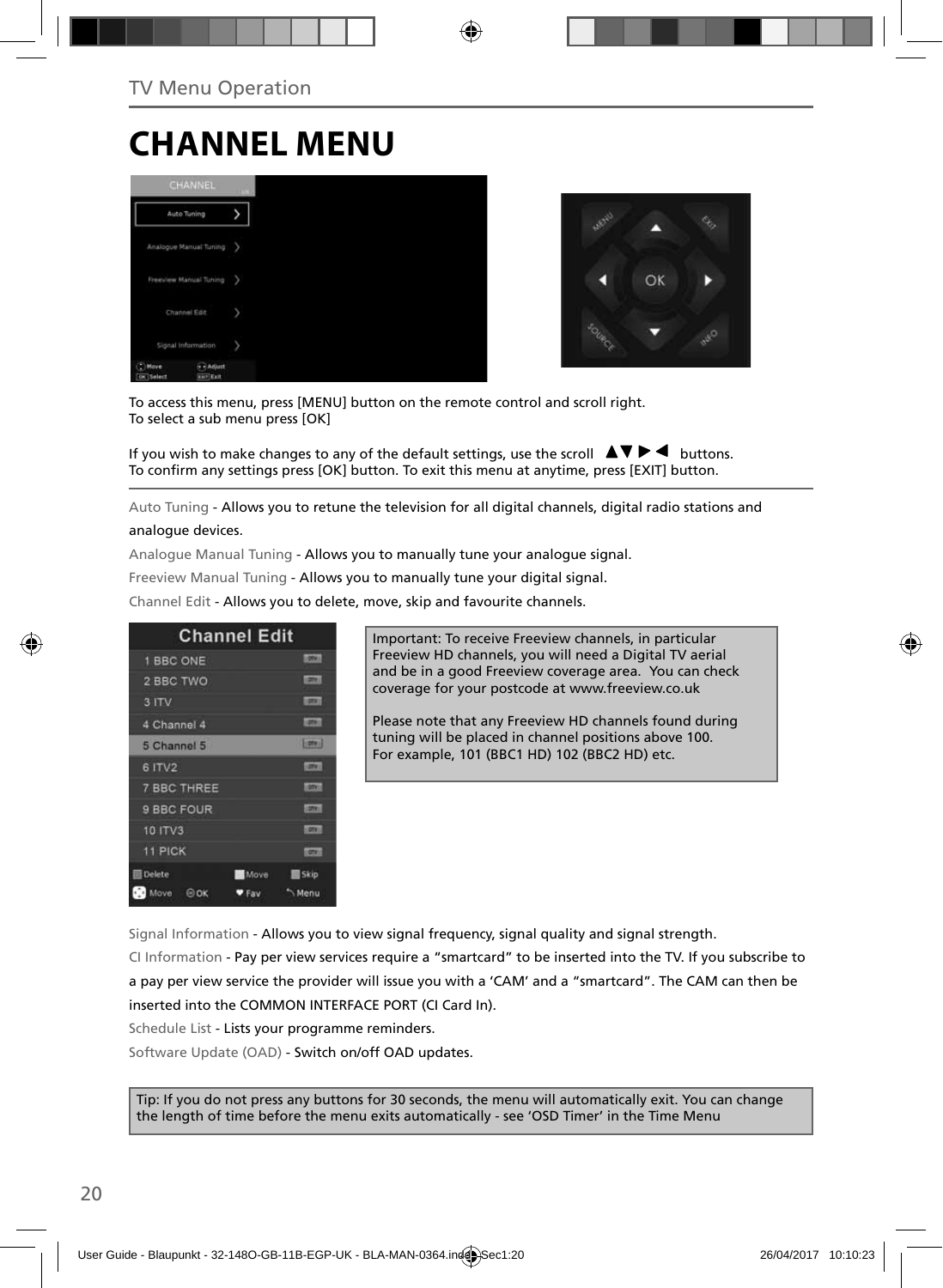TV Menu Operation

# CHANNEL MENU

To access this menu, press [MENU] button on the remote control and scroll right.
To select a sub menu press [OK]

If you wish to make changes to any of the default settings, use the scroll ▲▼▶◀ buttons.
To confirm any settings press [OK] button. To exit this menu at anytime, press [EXIT] button.

Auto Tuning - Allows you to retune the television for all digital channels, digital radio stations and analogue devices.

Analogue Manual Tuning - Allows you to manually tune your analogue signal.

Freeview Manual Tuning - Allows you to manually tune your digital signal.

Channel Edit - Allows you to delete, move, skip and favourite channels.

Important: To receive Freeview channels, in particular Freeview HD channels, you will need a Digital TV aerial and be in a good Freeview coverage area. You can check coverage for your postcode at www.freeview.co.uk

Please note that any Freeview HD channels found during tuning will be placed in channel positions above 100. For example, 101 (BBC1 HD) 102 (BBC2 HD) etc.

Signal Information - Allows you to view signal frequency, signal quality and signal strength.

CI Information - Pay per view services require a "smartcard" to be inserted into the TV. If you subscribe to a pay per view service the provider will issue you with a 'CAM' and a "smartcard". The CAM can then be inserted into the COMMON INTERFACE PORT (CI Card In).

Schedule List - Lists your programme reminders.

Software Update (OAD) - Switch on/off OAD updates.

Tip: If you do not press any buttons for 30 seconds, the menu will automatically exit. You can change the length of time before the menu exits automatically - see 'OSD Timer' in the Time Menu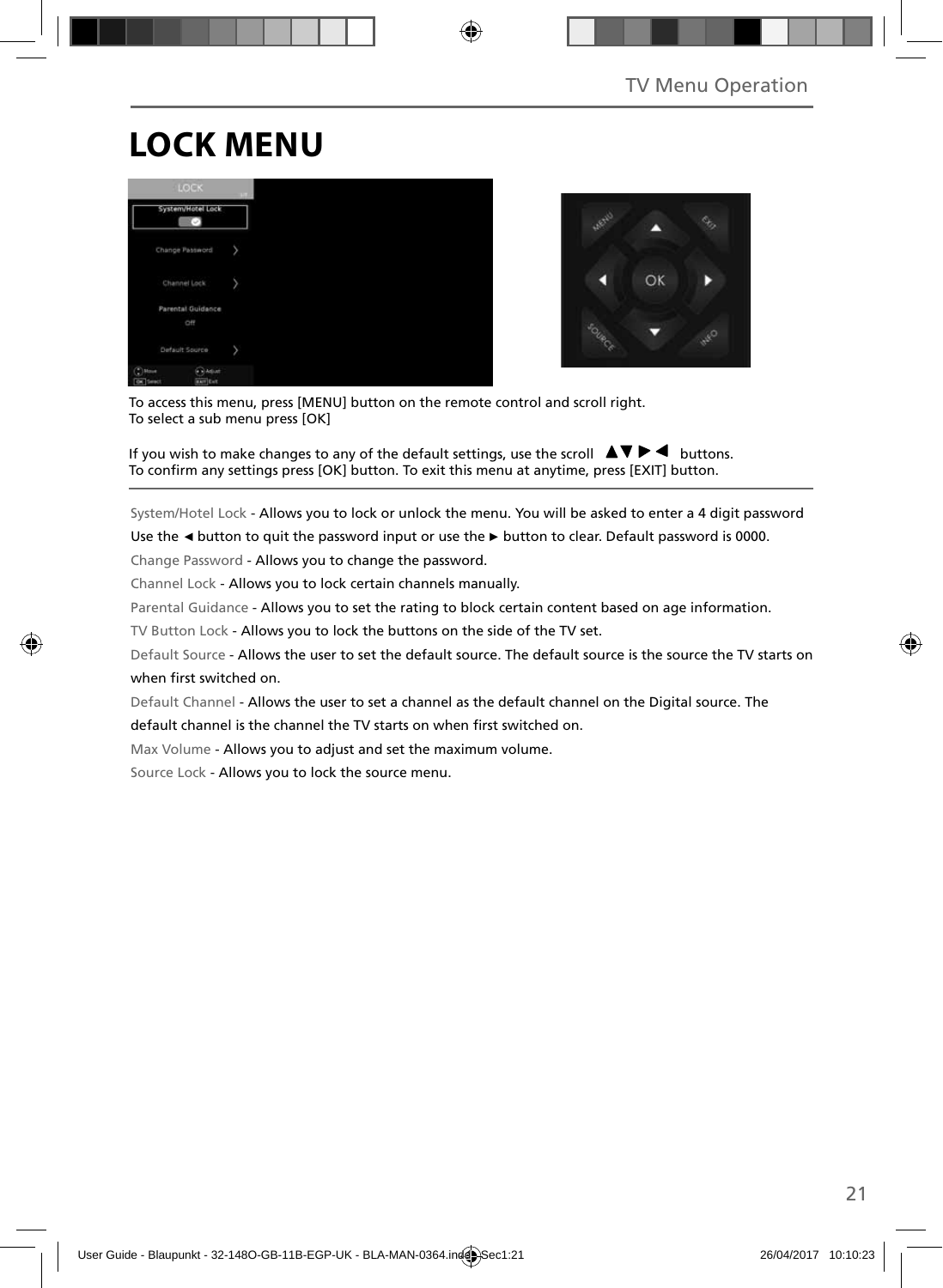# LOCK MENU

To access this menu, press [MENU] button on the remote control and scroll right.
To select a sub menu press [OK]

If you wish to make changes to any of the default settings, use the scroll ▲▼ ► ◄ buttons.
To confirm any settings press [OK] button. To exit this menu at anytime, press [EXIT] button.

System/Hotel Lock - Allows you to lock or unlock the menu. You will be asked to enter a 4 digit password
Use the ◄ button to quit the password input or use the ► button to clear. Default password is 0000.

Change Password - Allows you to change the password.

Channel Lock - Allows you to lock certain channels manually.

Parental Guidance - Allows you to set the rating to block certain content based on age information.

TV Button Lock - Allows you to lock the buttons on the side of the TV set.

Default Source - Allows the user to set the default source. The default source is the source the TV starts on when first switched on.

Default Channel - Allows the user to set a channel as the default channel on the Digital source. The default channel is the channel the TV starts on when first switched on.

Max Volume - Allows you to adjust and set the maximum volume.

Source Lock - Allows you to lock the source menu.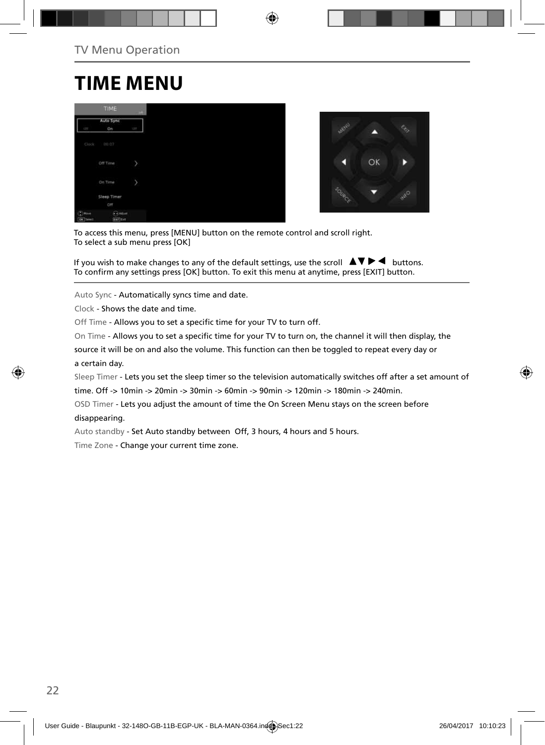TV Menu Operation

# TIME MENU

To access this menu, press [MENU] button on the remote control and scroll right.
To select a sub menu press [OK]

If you wish to make changes to any of the default settings, use the scroll ▲▼▶◀ buttons.
To confirm any settings press [OK] button. To exit this menu at anytime, press [EXIT] button.

Auto Sync - Automatically syncs time and date.

Clock - Shows the date and time.

Off Time - Allows you to set a specific time for your TV to turn off.

On Time - Allows you to set a specific time for your TV to turn on, the channel it will then display, the source it will be on and also the volume. This function can then be toggled to repeat every day or a certain day.

Sleep Timer - Lets you set the sleep timer so the television automatically switches off after a set amount of time. Off -> 10min -> 20min -> 30min -> 60min -> 90min -> 120min -> 180min -> 240min.

OSD Timer - Lets you adjust the amount of time the On Screen Menu stays on the screen before disappearing.

Auto standby - Set Auto standby between Off, 3 hours, 4 hours and 5 hours.

Time Zone - Change your current time zone.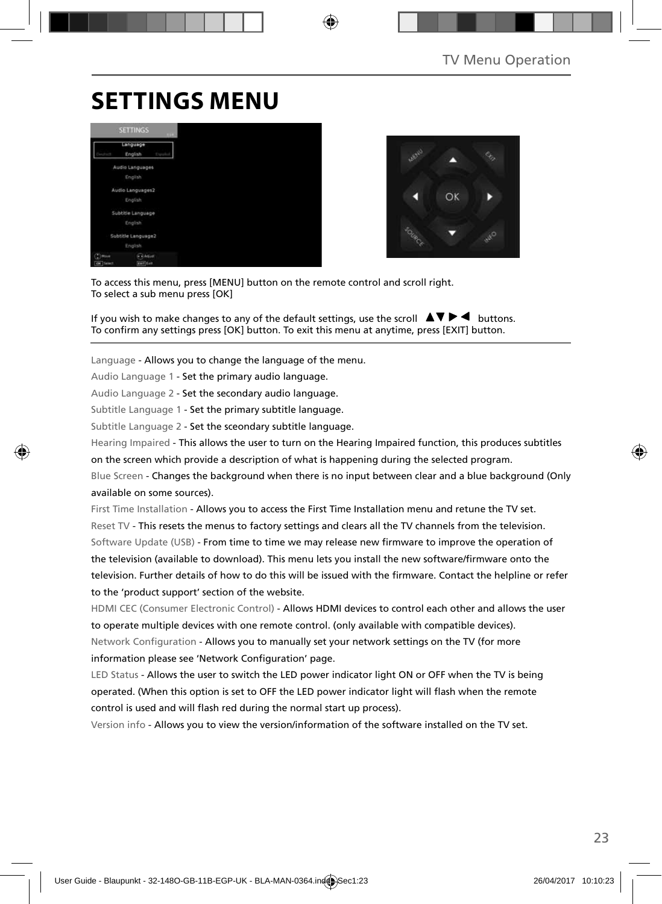# SETTINGS MENU

To access this menu, press [MENU] button on the remote control and scroll right.
To select a sub menu press [OK]

If you wish to make changes to any of the default settings, use the scroll ▲▼▶◀ buttons.
To confirm any settings press [OK] button. To exit this menu at anytime, press [EXIT] button.

Language - Allows you to change the language of the menu.

Audio Language 1 - Set the primary audio language.

Audio Language 2 - Set the secondary audio language.

Subtitle Language 1 - Set the primary subtitle language.

Subtitle Language 2 - Set the sceondary subtitle language.

Hearing Impaired - This allows the user to turn on the Hearing Impaired function, this produces subtitles on the screen which provide a description of what is happening during the selected program.

Blue Screen - Changes the background when there is no input between clear and a blue background (Only available on some sources).

First Time Installation - Allows you to access the First Time Installation menu and retune the TV set.

Reset TV - This resets the menus to factory settings and clears all the TV channels from the television.

Software Update (USB) - From time to time we may release new firmware to improve the operation of the television (available to download). This menu lets you install the new software/firmware onto the television. Further details of how to do this will be issued with the firmware. Contact the helpline or refer to the 'product support' section of the website.

HDMI CEC (Consumer Electronic Control) - Allows HDMI devices to control each other and allows the user to operate multiple devices with one remote control. (only available with compatible devices).

Network Configuration - Allows you to manually set your network settings on the TV (for more information please see 'Network Configuration' page.

LED Status - Allows the user to switch the LED power indicator light ON or OFF when the TV is being operated. (When this option is set to OFF the LED power indicator light will flash when the remote control is used and will flash red during the normal start up process).

Version info - Allows you to view the version/information of the software installed on the TV set.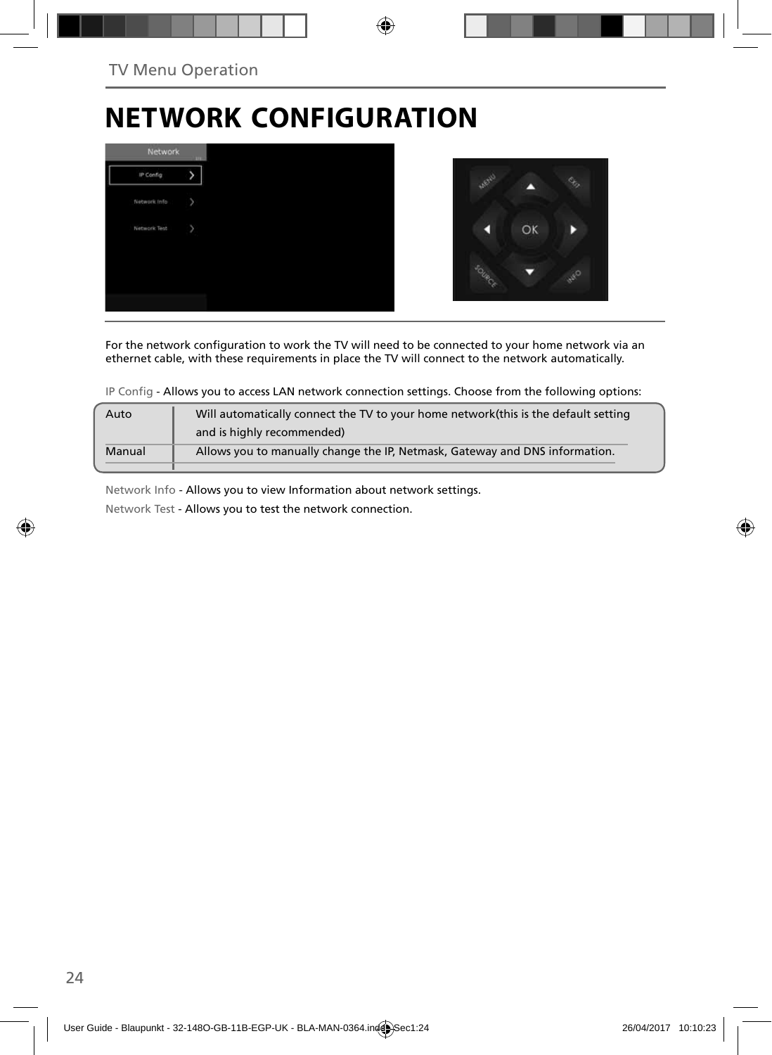# NETWORK CONFIGURATION

For the network configuration to work the TV will need to be connected to your home network via an ethernet cable, with these requirements in place the TV will connect to the network automatically.

IP Config - Allows you to access LAN network connection settings. Choose from the following options:

| Option | Description |
| --- | --- |
| Auto | Will automatically connect the TV to your home network(this is the default setting and is highly recommended) |
| Manual | Allows you to manually change the IP, Netmask, Gateway and DNS information. |

Network Info - Allows you to view Information about network settings.

Network Test - Allows you to test the network connection.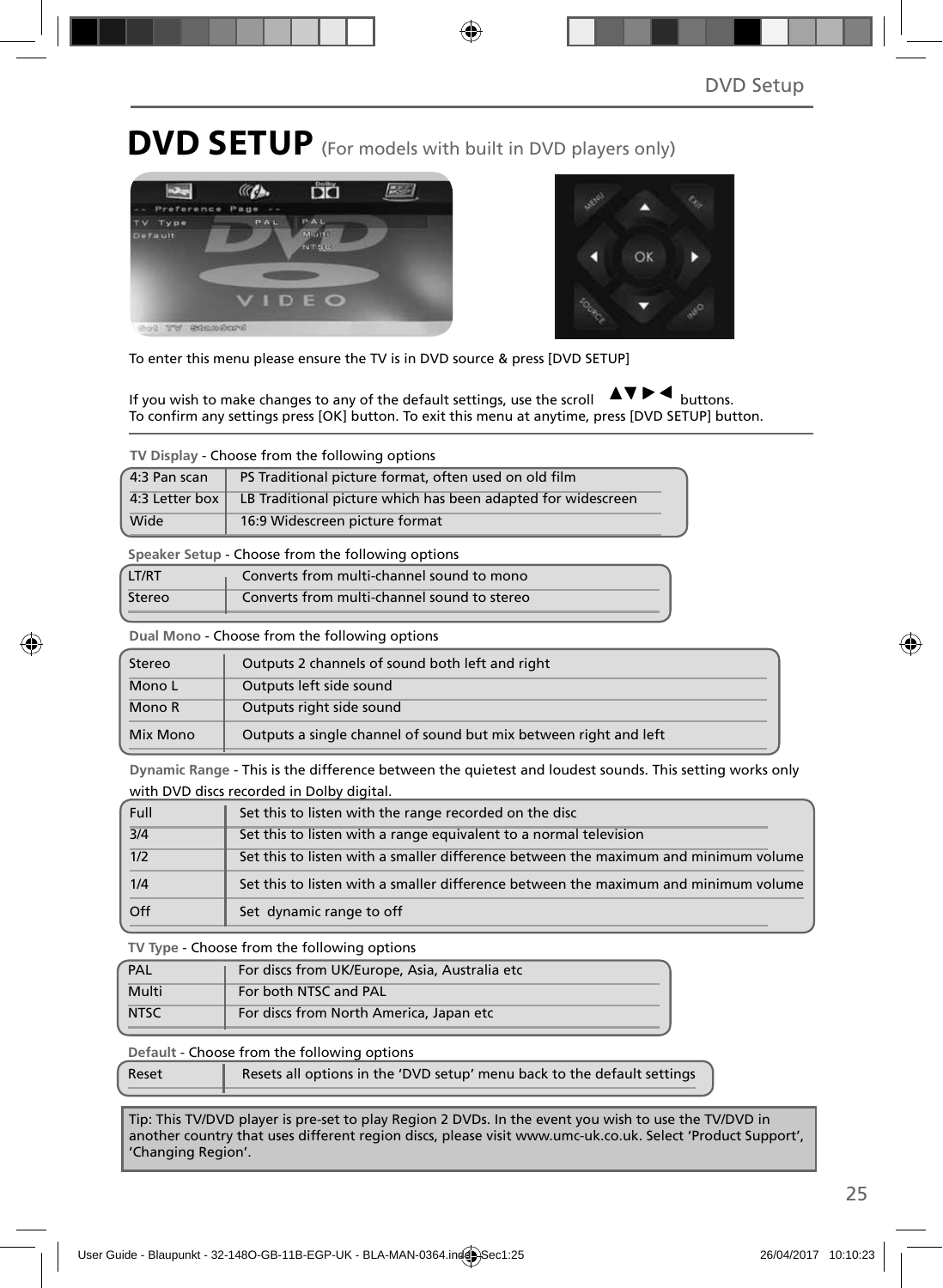# DVD SETUP (For models with built in DVD players only)

To enter this menu please ensure the TV is in DVD source & press [DVD SETUP]

If you wish to make changes to any of the default settings, use the scroll ▲▼►◄ buttons.
To confirm any settings press [OK] button. To exit this menu at anytime, press [DVD SETUP] button.

**TV Display** - Choose from the following options

| | |
|---|---|
| 4:3 Pan scan | PS Traditional picture format, often used on old film |
| 4:3 Letter box | LB Traditional picture which has been adapted for widescreen |
| Wide | 16:9 Widescreen picture format |

**Speaker Setup** - Choose from the following options

| | |
|---|---|
| LT/RT | Converts from multi-channel sound to mono |
| Stereo | Converts from multi-channel sound to stereo |

**Dual Mono** - Choose from the following options

| | |
|---|---|
| Stereo | Outputs 2 channels of sound both left and right |
| Mono L | Outputs left side sound |
| Mono R | Outputs right side sound |
| Mix Mono | Outputs a single channel of sound but mix between right and left |

**Dynamic Range** - This is the difference between the quietest and loudest sounds. This setting works only with DVD discs recorded in Dolby digital.

| | |
|---|---|
| Full | Set this to listen with the range recorded on the disc |
| 3/4 | Set this to listen with a range equivalent to a normal television |
| 1/2 | Set this to listen with a smaller difference between the maximum and minimum volume |
| 1/4 | Set this to listen with a smaller difference between the maximum and minimum volume |
| Off | Set dynamic range to off |

**TV Type** - Choose from the following options

| | |
|---|---|
| PAL | For discs from UK/Europe, Asia, Australia etc |
| Multi | For both NTSC and PAL |
| NTSC | For discs from North America, Japan etc |

**Default** - Choose from the following options

| | |
|---|---|
| Reset | Resets all options in the 'DVD setup' menu back to the default settings |

Tip: This TV/DVD player is pre-set to play Region 2 DVDs. In the event you wish to use the TV/DVD in another country that uses different region discs, please visit www.umc-uk.co.uk. Select 'Product Support', 'Changing Region'.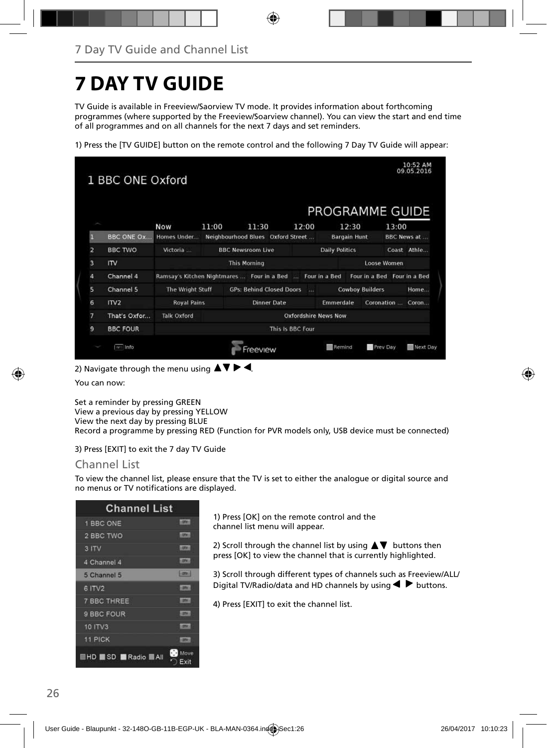# 7 DAY TV GUIDE

TV Guide is available in Freeview/Saorview TV mode. It provides information about forthcoming programmes (where supported by the Freeview/Soarview channel). You can view the start and end time of all programmes and on all channels for the next 7 days and set reminders.

1) Press the [TV GUIDE] button on the remote control and the following 7 Day TV Guide will appear:

2) Navigate through the menu using ▲▼ ▶ ◀.

You can now:

Set a reminder by pressing GREEN
View a previous day by pressing YELLOW
View the next day by pressing BLUE
Record a programme by pressing RED (Function for PVR models only, USB device must be connected)

3) Press [EXIT] to exit the 7 day TV Guide

## Channel List

To view the channel list, please ensure that the TV is set to either the analogue or digital source and no menus or TV notifications are displayed.

1) Press [OK] on the remote control and the channel list menu will appear.

2) Scroll through the channel list by using ▲▼ buttons then press [OK] to view the channel that is currently highlighted.

3) Scroll through different types of channels such as Freeview/ALL/ Digital TV/Radio/data and HD channels by using ◀ ▶ buttons.

4) Press [EXIT] to exit the channel list.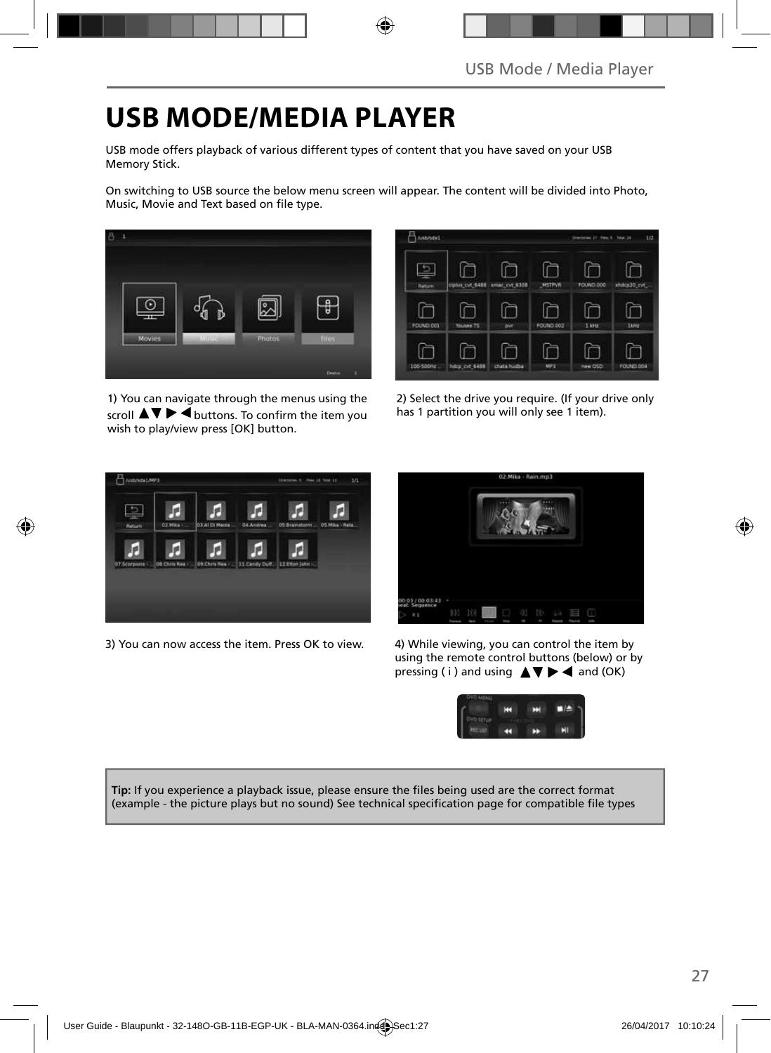# USB MODE/MEDIA PLAYER

USB mode offers playback of various different types of content that you have saved on your USB Memory Stick.

On switching to USB source the below menu screen will appear. The content will be divided into Photo, Music, Movie and Text based on file type.

1) You can navigate through the menus using the scroll ▲▼ ▶ ◀ buttons. To confirm the item you wish to play/view press [OK] button.

2) Select the drive you require. (If your drive only has 1 partition you will only see 1 item).

3) You can now access the item. Press OK to view.

4) While viewing, you can control the item by using the remote control buttons (below) or by pressing ( i ) and using ▲▼ ▶ ◀ and (OK)

**Tip:** If you experience a playback issue, please ensure the files being used are the correct format (example - the picture plays but no sound) See technical specification page for compatible file types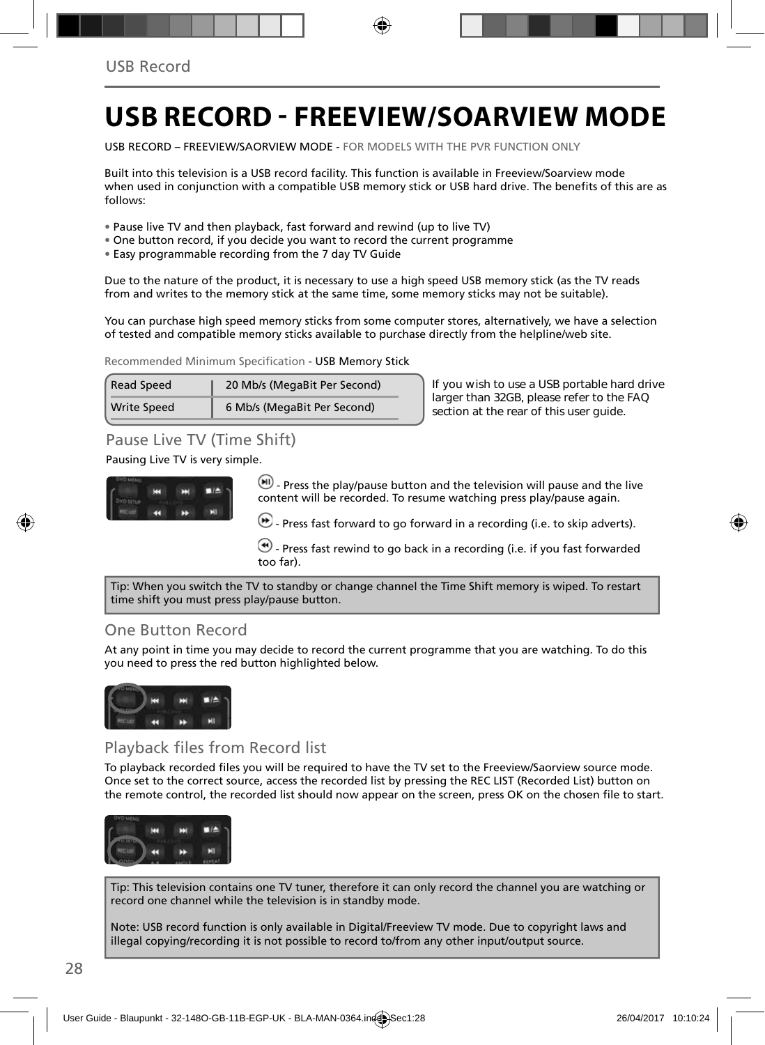# USB RECORD - FREEVIEW/SOARVIEW MODE

USB RECORD – FREEVIEW/SAORVIEW MODE - FOR MODELS WITH THE PVR FUNCTION ONLY

Built into this television is a USB record facility. This function is available in Freeview/Soarview mode when used in conjunction with a compatible USB memory stick or USB hard drive. The benefits of this are as follows:

- Pause live TV and then playback, fast forward and rewind (up to live TV)
- One button record, if you decide you want to record the current programme
- Easy programmable recording from the 7 day TV Guide

Due to the nature of the product, it is necessary to use a high speed USB memory stick (as the TV reads from and writes to the memory stick at the same time, some memory sticks may not be suitable).

You can purchase high speed memory sticks from some computer stores, alternatively, we have a selection of tested and compatible memory sticks available to purchase directly from the helpline/web site.

Recommended Minimum Specification - USB Memory Stick

| Read Speed | 20 Mb/s (MegaBit Per Second) |
|---|---|
| Write Speed | 6 Mb/s (MegaBit Per Second) |

If you wish to use a USB portable hard drive larger than 32GB, please refer to the FAQ section at the rear of this user guide.

## Pause Live TV (Time Shift)

Pausing Live TV is very simple.

- Press the play/pause button and the television will pause and the live content will be recorded. To resume watching press play/pause again.

- Press fast forward to go forward in a recording (i.e. to skip adverts).

- Press fast rewind to go back in a recording (i.e. if you fast forwarded too far).

Tip: When you switch the TV to standby or change channel the Time Shift memory is wiped. To restart time shift you must press play/pause button.

## One Button Record

At any point in time you may decide to record the current programme that you are watching. To do this you need to press the red button highlighted below.

## Playback files from Record list

To playback recorded files you will be required to have the TV set to the Freeview/Saorview source mode. Once set to the correct source, access the recorded list by pressing the REC LIST (Recorded List) button on the remote control, the recorded list should now appear on the screen, press OK on the chosen file to start.

Tip: This television contains one TV tuner, therefore it can only record the channel you are watching or record one channel while the television is in standby mode.

Note: USB record function is only available in Digital/Freeview TV mode. Due to copyright laws and illegal copying/recording it is not possible to record to/from any other input/output source.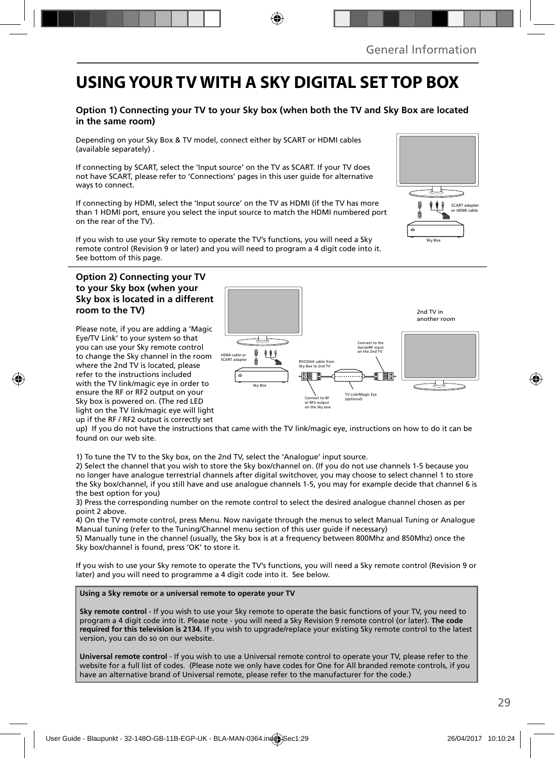# USING YOUR TV WITH A SKY DIGITAL SET TOP BOX

### Option 1) Connecting your TV to your Sky box (when both the TV and Sky Box are located in the same room)

Depending on your Sky Box & TV model, connect either by SCART or HDMI cables (available separately) .

If connecting by SCART, select the 'Input source' on the TV as SCART. If your TV does not have SCART, please refer to 'Connections' pages in this user guide for alternative ways to connect.

If connecting by HDMI, select the 'Input source' on the TV as HDMI (if the TV has more than 1 HDMI port, ensure you select the input source to match the HDMI numbered port on the rear of the TV).

If you wish to use your Sky remote to operate the TV's functions, you will need a Sky remote control (Revision 9 or later) and you will need to program a 4 digit code into it. See bottom of this page.

SCART adapter or HDMI cable

Sky Box

### Option 2) Connecting your TV to your Sky box (when your Sky box is located in a different room to the TV)

Please note, if you are adding a 'Magic Eye/TV Link' to your system so that you can use your Sky remote control to change the Sky channel in the room where the 2nd TV is located, please refer to the instructions included with the TV link/magic eye in order to ensure the RF or RF2 output on your Sky box is powered on. (The red LED light on the TV link/magic eye will light up if the RF / RF2 output is correctly set up) If you do not have the instructions that came with the TV link/magic eye, instructions on how to do it can be found on our web site.

2nd TV in another room

HDMI cable or SCART adapter

Sky Box

RF/COAX cable from Sky Box to 2nd TV

Connect to the Aerial/RF input on the 2nd TV

Connect to RF or RF2 output on the Sky box

TV Link/Magic Eye (optional)

1) To tune the TV to the Sky box, on the 2nd TV, select the 'Analogue' input source.
2) Select the channel that you wish to store the Sky box/channel on. (If you do not use channels 1-5 because you no longer have analogue terrestrial channels after digital switchover, you may choose to select channel 1 to store the Sky box/channel, if you still have and use analogue channels 1-5, you may for example decide that channel 6 is the best option for you)
3) Press the corresponding number on the remote control to select the desired analogue channel chosen as per point 2 above.
4) On the TV remote control, press Menu. Now navigate through the menus to select Manual Tuning or Analogue Manual tuning (refer to the Tuning/Channel menu section of this user guide if necessary)
5) Manually tune in the channel (usually, the Sky box is at a frequency between 800Mhz and 850Mhz) once the Sky box/channel is found, press 'OK' to store it.

If you wish to use your Sky remote to operate the TV's functions, you will need a Sky remote control (Revision 9 or later) and you will need to programme a 4 digit code into it. See below.

**Using a Sky remote or a universal remote to operate your TV**

**Sky remote control** - If you wish to use your Sky remote to operate the basic functions of your TV, you need to program a 4 digit code into it. Please note - you will need a Sky Revision 9 remote control (or later). **The code required for this television is 2134.** If you wish to upgrade/replace your existing Sky remote control to the latest version, you can do so on our website.

**Universal remote control** - If you wish to use a Universal remote control to operate your TV, please refer to the website for a full list of codes. (Please note we only have codes for One for All branded remote controls, if you have an alternative brand of Universal remote, please refer to the manufacturer for the code.)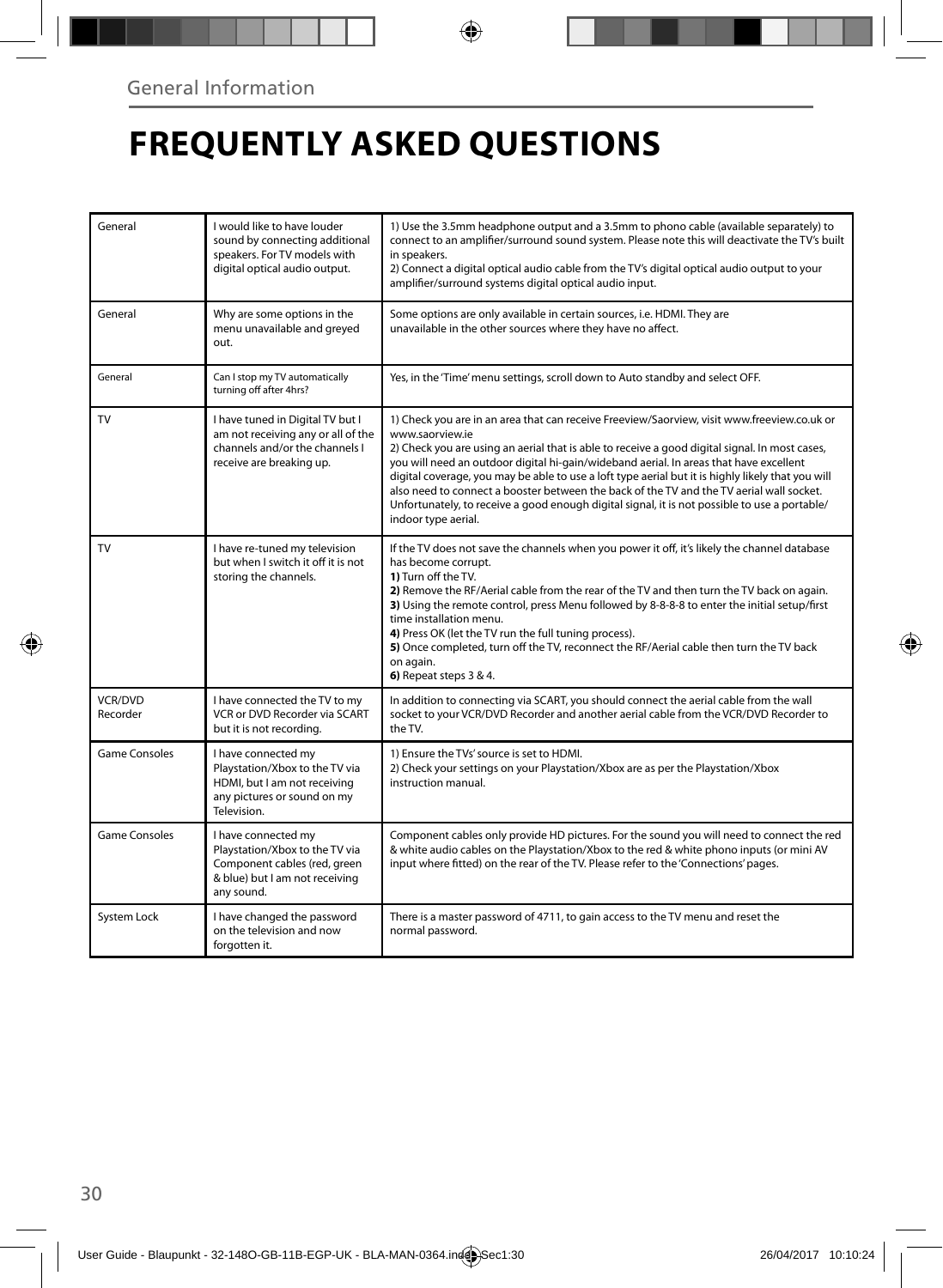General Information

# FREQUENTLY ASKED QUESTIONS

| | | |
|---|---|---|
| General | I would like to have louder sound by connecting additional speakers. For TV models with digital optical audio output. | 1) Use the 3.5mm headphone output and a 3.5mm to phono cable (available separately) to connect to an amplifier/surround sound system. Please note this will deactivate the TV's built in speakers.<br>2) Connect a digital optical audio cable from the TV's digital optical audio output to your amplifier/surround systems digital optical audio input. |
| General | Why are some options in the menu unavailable and greyed out. | Some options are only available in certain sources, i.e. HDMI. They are unavailable in the other sources where they have no affect. |
| General | Can I stop my TV automatically turning off after 4hrs? | Yes, in the 'Time' menu settings, scroll down to Auto standby and select OFF. |
| TV | I have tuned in Digital TV but I am not receiving any or all of the channels and/or the channels I receive are breaking up. | 1) Check you are in an area that can receive Freeview/Saorview, visit www.freeview.co.uk or www.saorview.ie<br>2) Check you are using an aerial that is able to receive a good digital signal. In most cases, you will need an outdoor digital hi-gain/wideband aerial. In areas that have excellent digital coverage, you may be able to use a loft type aerial but it is highly likely that you will also need to connect a booster between the back of the TV and the TV aerial wall socket. Unfortunately, to receive a good enough digital signal, it is not possible to use a portable/indoor type aerial. |
| TV | I have re-tuned my television but when I switch it off it is not storing the channels. | If the TV does not save the channels when you power it off, it's likely the channel database has become corrupt.<br>**1)** Turn off the TV.<br>**2)** Remove the RF/Aerial cable from the rear of the TV and then turn the TV back on again.<br>**3)** Using the remote control, press Menu followed by 8-8-8-8 to enter the initial setup/first time installation menu.<br>**4)** Press OK (let the TV run the full tuning process).<br>**5)** Once completed, turn off the TV, reconnect the RF/Aerial cable then turn the TV back on again.<br>**6)** Repeat steps 3 & 4. |
| VCR/DVD Recorder | I have connected the TV to my VCR or DVD Recorder via SCART but it is not recording. | In addition to connecting via SCART, you should connect the aerial cable from the wall socket to your VCR/DVD Recorder and another aerial cable from the VCR/DVD Recorder to the TV. |
| Game Consoles | I have connected my Playstation/Xbox to the TV via HDMI, but I am not receiving any pictures or sound on my Television. | 1) Ensure the TVs' source is set to HDMI.<br>2) Check your settings on your Playstation/Xbox are as per the Playstation/Xbox instruction manual. |
| Game Consoles | I have connected my Playstation/Xbox to the TV via Component cables (red, green & blue) but I am not receiving any sound. | Component cables only provide HD pictures. For the sound you will need to connect the red & white audio cables on the Playstation/Xbox to the red & white phono inputs (or mini AV input where fitted) on the rear of the TV. Please refer to the 'Connections' pages. |
| System Lock | I have changed the password on the television and now forgotten it. | There is a master password of 4711, to gain access to the TV menu and reset the normal password. |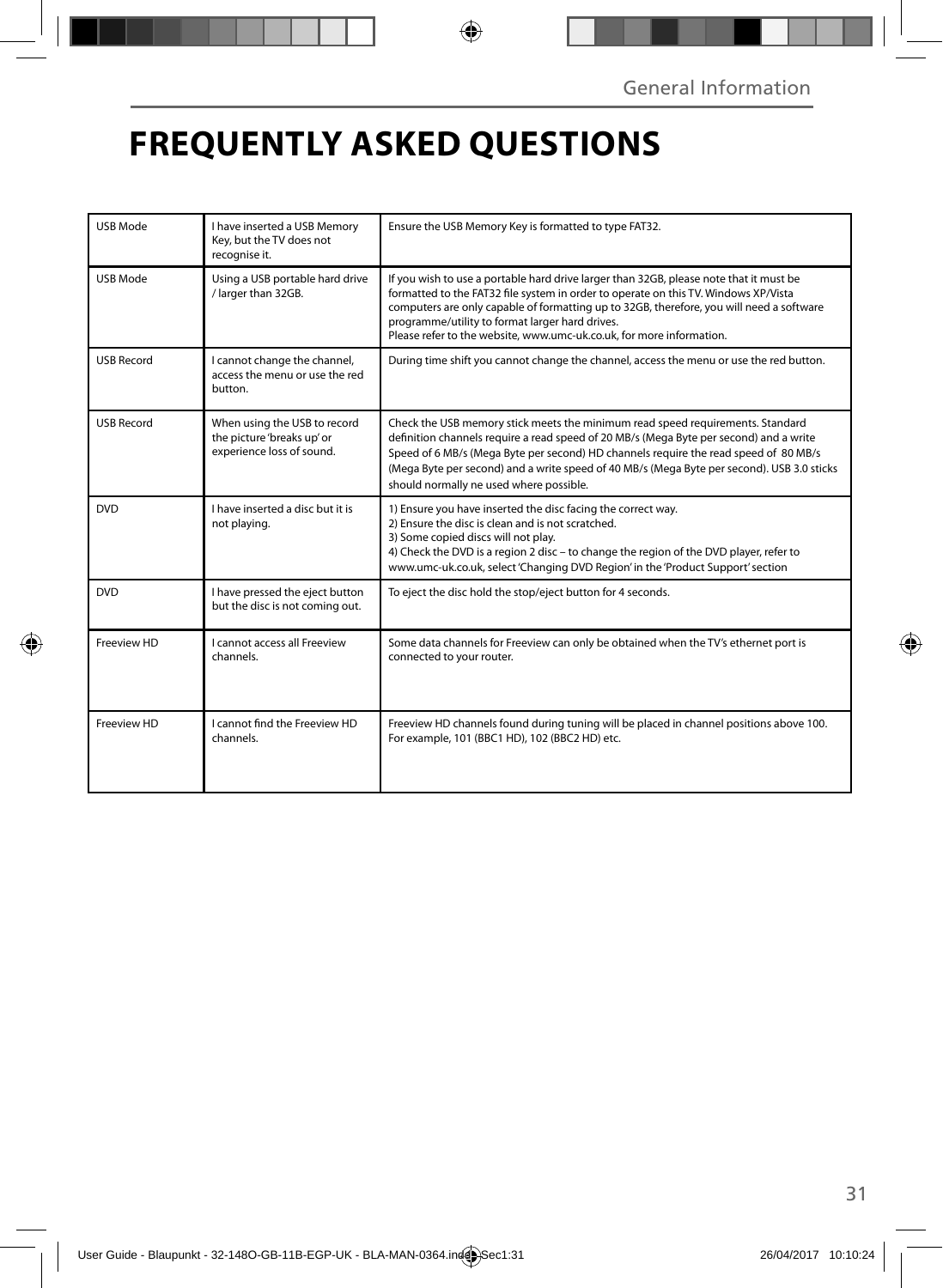# FREQUENTLY ASKED QUESTIONS

| | | |
|---|---|---|
| USB Mode | I have inserted a USB Memory Key, but the TV does not recognise it. | Ensure the USB Memory Key is formatted to type FAT32. |
| USB Mode | Using a USB portable hard drive / larger than 32GB. | If you wish to use a portable hard drive larger than 32GB, please note that it must be formatted to the FAT32 file system in order to operate on this TV. Windows XP/Vista computers are only capable of formatting up to 32GB, therefore, you will need a software programme/utility to format larger hard drives.<br>Please refer to the website, www.umc-uk.co.uk, for more information. |
| USB Record | I cannot change the channel, access the menu or use the red button. | During time shift you cannot change the channel, access the menu or use the red button. |
| USB Record | When using the USB to record the picture 'breaks up' or experience loss of sound. | Check the USB memory stick meets the minimum read speed requirements. Standard definition channels require a read speed of 20 MB/s (Mega Byte per second) and a write Speed of 6 MB/s (Mega Byte per second) HD channels require the read speed of 80 MB/s (Mega Byte per second) and a write speed of 40 MB/s (Mega Byte per second). USB 3.0 sticks should normally ne used where possible. |
| DVD | I have inserted a disc but it is not playing. | 1) Ensure you have inserted the disc facing the correct way.<br>2) Ensure the disc is clean and is not scratched.<br>3) Some copied discs will not play.<br>4) Check the DVD is a region 2 disc – to change the region of the DVD player, refer to www.umc-uk.co.uk, select 'Changing DVD Region' in the 'Product Support' section |
| DVD | I have pressed the eject button but the disc is not coming out. | To eject the disc hold the stop/eject button for 4 seconds. |
| Freeview HD | I cannot access all Freeview channels. | Some data channels for Freeview can only be obtained when the TV's ethernet port is connected to your router. |
| Freeview HD | I cannot find the Freeview HD channels. | Freeview HD channels found during tuning will be placed in channel positions above 100. For example, 101 (BBC1 HD), 102 (BBC2 HD) etc. |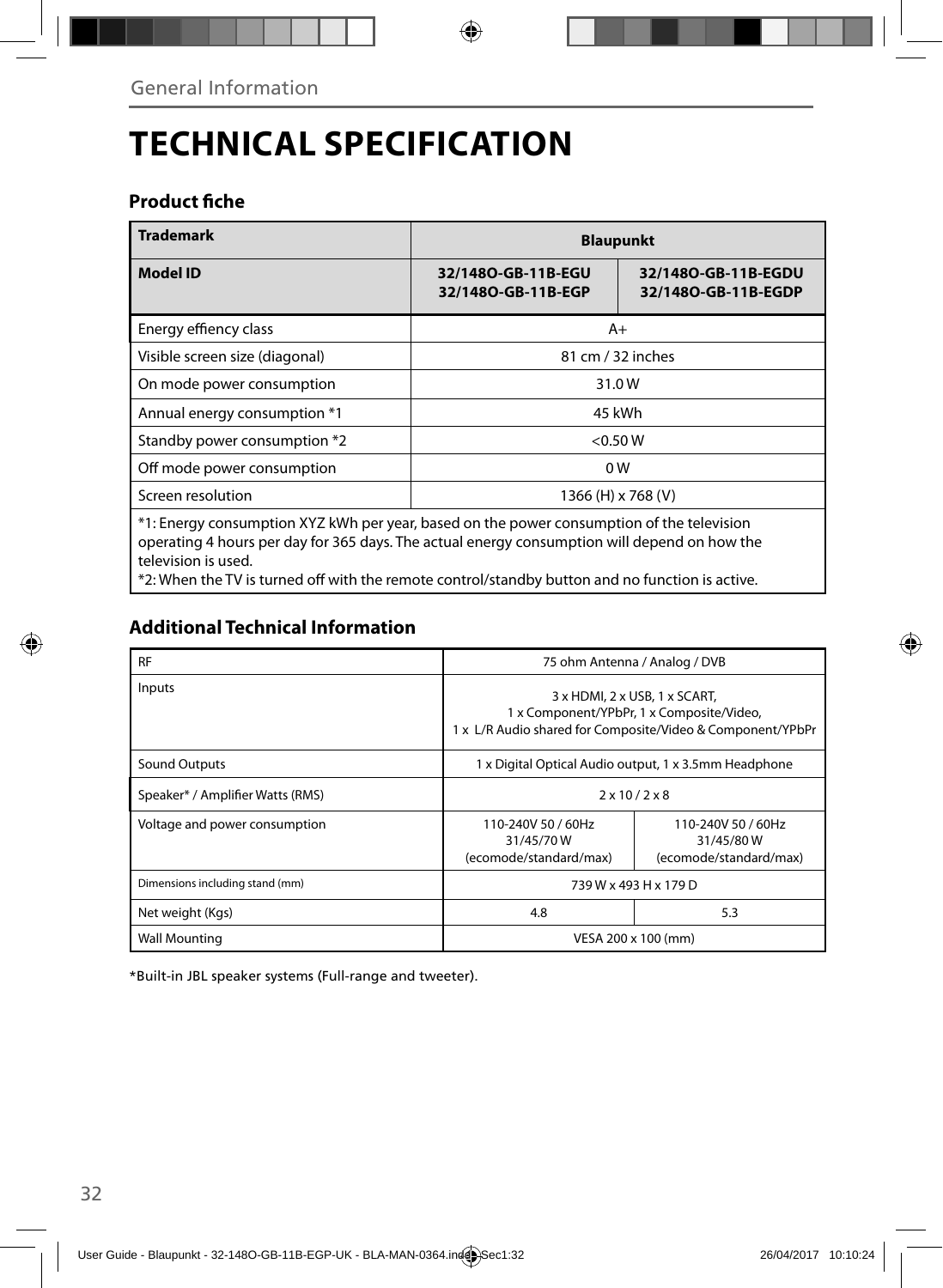General Information

# TECHNICAL SPECIFICATION

### Product fiche

| Trademark | Blaupunkt | |
|---|---|---|
| **Model ID** | **32/148O-GB-11B-EGU 32/148O-GB-11B-EGP** | **32/148O-GB-11B-EGDU 32/148O-GB-11B-EGDP** |
| Energy effiency class | A+ | |
| Visible screen size (diagonal) | 81 cm / 32 inches | |
| On mode power consumption | 31.0 W | |
| Annual energy consumption *1 | 45 kWh | |
| Standby power consumption *2 | <0.50 W | |
| Off mode power consumption | 0 W | |
| Screen resolution | 1366 (H) x 768 (V) | |

*1: Energy consumption XYZ kWh per year, based on the power consumption of the television operating 4 hours per day for 365 days. The actual energy consumption will depend on how the television is used.
*2: When the TV is turned off with the remote control/standby button and no function is active.

### Additional Technical Information

| RF | 75 ohm Antenna / Analog / DVB | |
|---|---|---|
| Inputs | 3 x HDMI, 2 x USB, 1 x SCART, 1 x Component/YPbPr, 1 x Composite/Video, 1 x L/R Audio shared for Composite/Video & Component/YPbPr | |
| Sound Outputs | 1 x Digital Optical Audio output, 1 x 3.5mm Headphone | |
| Speaker* / Amplifier Watts (RMS) | 2 x 10 / 2 x 8 | |
| Voltage and power consumption | 110-240V 50 / 60Hz 31/45/70 W (ecomode/standard/max) | 110-240V 50 / 60Hz 31/45/80 W (ecomode/standard/max) |
| Dimensions including stand (mm) | 739 W x 493 H x 179 D | |
| Net weight (Kgs) | 4.8 | 5.3 |
| Wall Mounting | VESA 200 x 100 (mm) | |

*Built-in JBL speaker systems (Full-range and tweeter).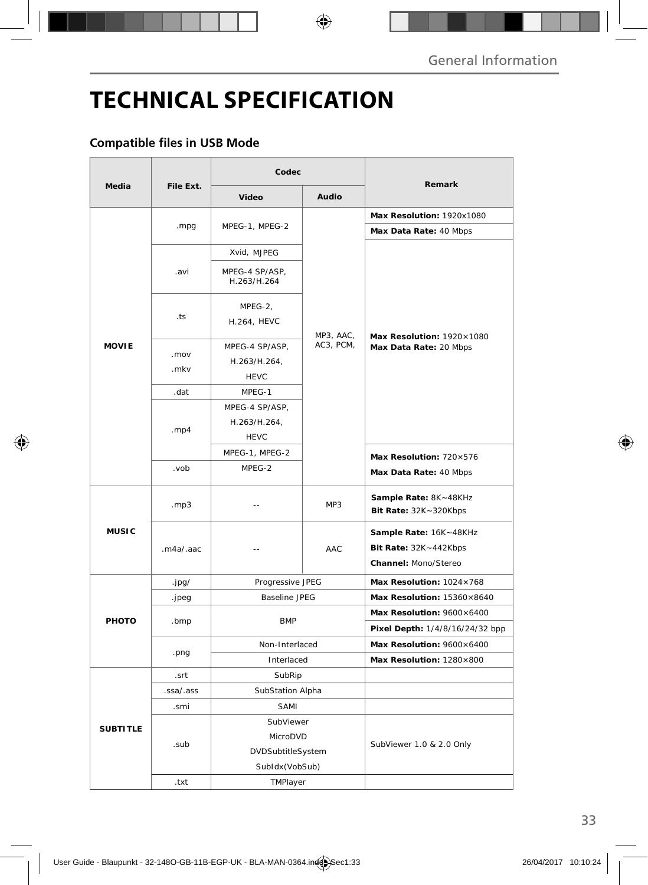# TECHNICAL SPECIFICATION

## Compatible files in USB Mode

| Media | File Ext. | Codec | | Remark |
|---|---|---|---|---|
| | | Video | Audio | |
| MOVIE | .mpg | MPEG-1, MPEG-2 | MP3, AAC, AC3, PCM, | **Max Resolution:** 1920x1080 |
| | | | | **Max Data Rate:** 40 Mbps |
| | .avi | Xvid, MJPEG | | **Max Resolution:** 1920×1080 **Max Data Rate:** 20 Mbps |
| | | MPEG-4 SP/ASP, H.263/H.264 | | |
| | .ts | MPEG-2, H.264, HEVC | | |
| | .mov .mkv | MPEG-4 SP/ASP, H.263/H.264, HEVC | | |
| | .dat | MPEG-1 | | |
| | .mp4 | MPEG-4 SP/ASP, H.263/H.264, HEVC | | |
| | | MPEG-1, MPEG-2 | | **Max Resolution:** 720×576 **Max Data Rate:** 40 Mbps |
| | .vob | MPEG-2 | | |
| MUSIC | .mp3 | -- | MP3 | **Sample Rate:** 8K~48KHz **Bit Rate:** 32K~320Kbps |
| | .m4a/.aac | -- | AAC | **Sample Rate:** 16K~48KHz **Bit Rate:** 32K~442Kbps **Channel:** Mono/Stereo |
| PHOTO | .jpg/ | Progressive JPEG | | **Max Resolution:** 1024×768 |
| | .jpeg | Baseline JPEG | | **Max Resolution:** 15360×8640 |
| | .bmp | BMP | | **Max Resolution:** 9600×6400 |
| | | | | **Pixel Depth:** 1/4/8/16/24/32 bpp |
| | .png | Non-Interlaced | | **Max Resolution:** 9600×6400 |
| | | Interlaced | | **Max Resolution:** 1280×800 |
| SUBTITLE | .srt | SubRip | | |
| | .ssa/.ass | SubStation Alpha | | |
| | .smi | SAMI | | |
| | .sub | SubViewer MicroDVD DVDSubtitleSystem SubIdx(VobSub) | | SubViewer 1.0 & 2.0 Only |
| | .txt | TMPlayer | | |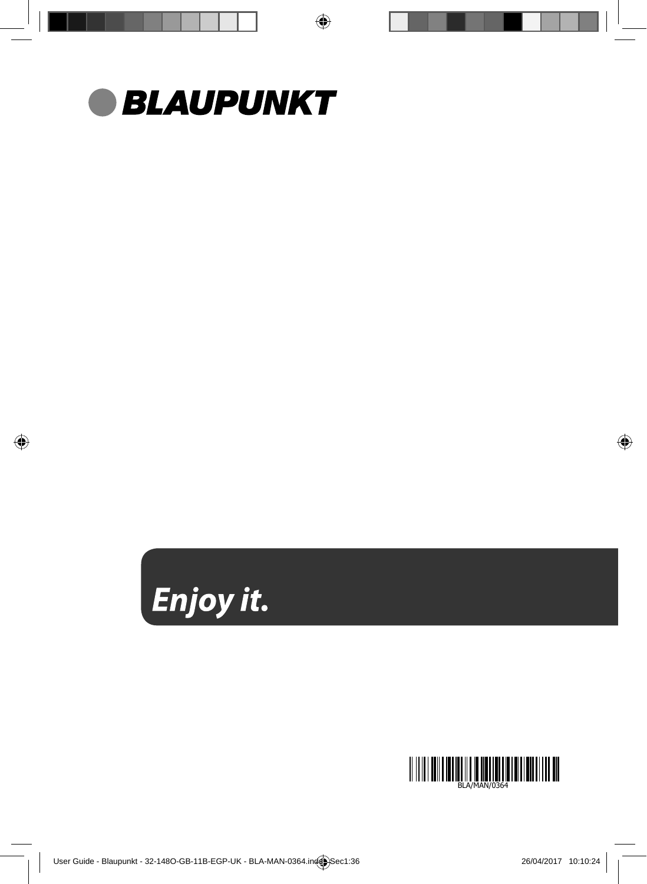BLAUPUNKT

Enjoy it.

BLA/MAN/0364